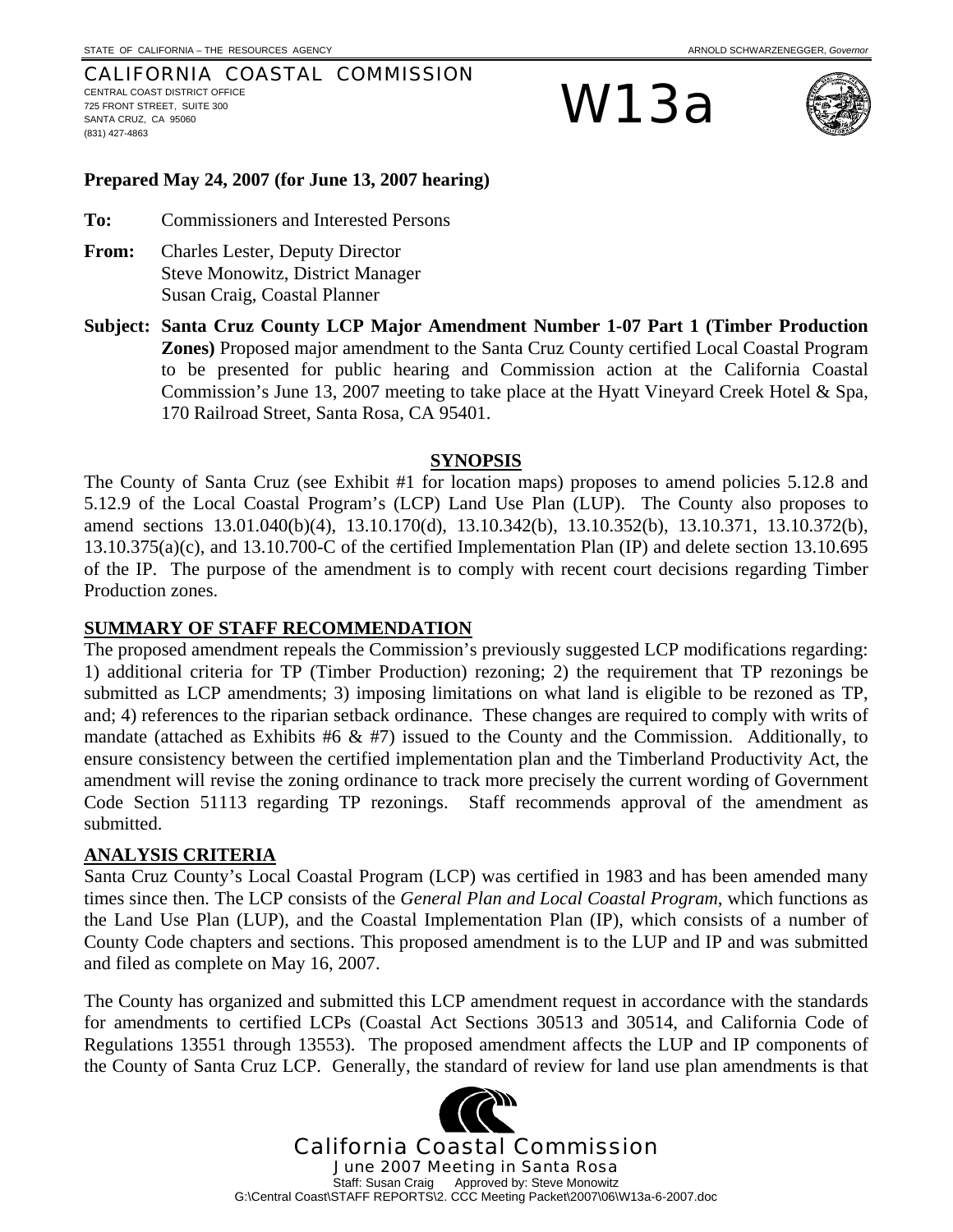STATE OF CALIFORNIA – THE RESOURCES AGENCY ARNOLD SCHWARZENEGGER, *Governor*

CALIFORNIA COASTAL COMMISSION
CENTRAL COAST DISTRICT OFFICE
725 FRONT STREET, SUITE 300
SANTA CRUZ, CA 95060
(831) 427-4863

# W13a

**Prepared May 24, 2007 (for June 13, 2007 hearing)**

**To:** Commissioners and Interested Persons

**From:** Charles Lester, Deputy Director
Steve Monowitz, District Manager
Susan Craig, Coastal Planner

**Subject: Santa Cruz County LCP Major Amendment Number 1-07 Part 1 (Timber Production Zones)** Proposed major amendment to the Santa Cruz County certified Local Coastal Program to be presented for public hearing and Commission action at the California Coastal Commission's June 13, 2007 meeting to take place at the Hyatt Vineyard Creek Hotel & Spa, 170 Railroad Street, Santa Rosa, CA 95401.

## SYNOPSIS

The County of Santa Cruz (see Exhibit #1 for location maps) proposes to amend policies 5.12.8 and 5.12.9 of the Local Coastal Program's (LCP) Land Use Plan (LUP). The County also proposes to amend sections 13.01.040(b)(4), 13.10.170(d), 13.10.342(b), 13.10.352(b), 13.10.371, 13.10.372(b), 13.10.375(a)(c), and 13.10.700-C of the certified Implementation Plan (IP) and delete section 13.10.695 of the IP. The purpose of the amendment is to comply with recent court decisions regarding Timber Production zones.

## SUMMARY OF STAFF RECOMMENDATION

The proposed amendment repeals the Commission's previously suggested LCP modifications regarding: 1) additional criteria for TP (Timber Production) rezoning; 2) the requirement that TP rezonings be submitted as LCP amendments; 3) imposing limitations on what land is eligible to be rezoned as TP, and; 4) references to the riparian setback ordinance. These changes are required to comply with writs of mandate (attached as Exhibits #6 & #7) issued to the County and the Commission. Additionally, to ensure consistency between the certified implementation plan and the Timberland Productivity Act, the amendment will revise the zoning ordinance to track more precisely the current wording of Government Code Section 51113 regarding TP rezonings. Staff recommends approval of the amendment as submitted.

## ANALYSIS CRITERIA

Santa Cruz County's Local Coastal Program (LCP) was certified in 1983 and has been amended many times since then. The LCP consists of the *General Plan and Local Coastal Program*, which functions as the Land Use Plan (LUP), and the Coastal Implementation Plan (IP), which consists of a number of County Code chapters and sections. This proposed amendment is to the LUP and IP and was submitted and filed as complete on May 16, 2007.

The County has organized and submitted this LCP amendment request in accordance with the standards for amendments to certified LCPs (Coastal Act Sections 30513 and 30514, and California Code of Regulations 13551 through 13553). The proposed amendment affects the LUP and IP components of the County of Santa Cruz LCP. Generally, the standard of review for land use plan amendments is that

California Coastal Commission
June 2007 Meeting in Santa Rosa
Staff: Susan Craig Approved by: Steve Monowitz
G:\Central Coast\STAFF REPORTS\2. CCC Meeting Packet\2007\06\W13a-6-2007.doc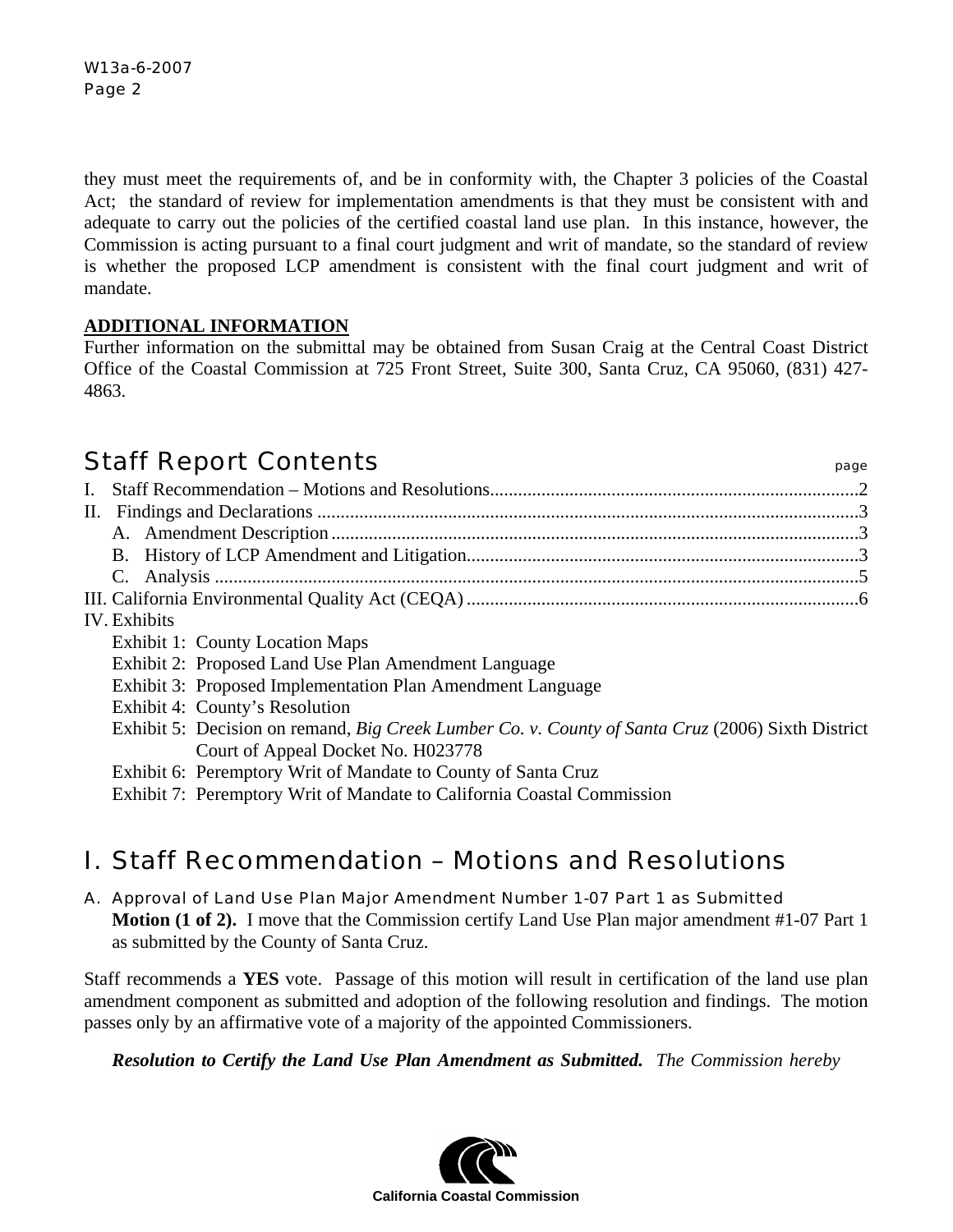they must meet the requirements of, and be in conformity with, the Chapter 3 policies of the Coastal Act; the standard of review for implementation amendments is that they must be consistent with and adequate to carry out the policies of the certified coastal land use plan. In this instance, however, the Commission is acting pursuant to a final court judgment and writ of mandate, so the standard of review is whether the proposed LCP amendment is consistent with the final court judgment and writ of mandate.

**ADDITIONAL INFORMATION**

Further information on the submittal may be obtained from Susan Craig at the Central Coast District Office of the Coastal Commission at 725 Front Street, Suite 300, Santa Cruz, CA 95060, (831) 427-4863.

## Staff Report Contents

page

I. Staff Recommendation – Motions and Resolutions....2
II. Findings and Declarations ....3
   A. Amendment Description ....3
   B. History of LCP Amendment and Litigation....3
   C. Analysis ....5
III. California Environmental Quality Act (CEQA) ....6
IV. Exhibits
   Exhibit 1: County Location Maps
   Exhibit 2: Proposed Land Use Plan Amendment Language
   Exhibit 3: Proposed Implementation Plan Amendment Language
   Exhibit 4: County's Resolution
   Exhibit 5: Decision on remand, *Big Creek Lumber Co. v. County of Santa Cruz* (2006) Sixth District Court of Appeal Docket No. H023778
   Exhibit 6: Peremptory Writ of Mandate to County of Santa Cruz
   Exhibit 7: Peremptory Writ of Mandate to California Coastal Commission

# I. Staff Recommendation – Motions and Resolutions

### A. Approval of Land Use Plan Major Amendment Number 1-07 Part 1 as Submitted

**Motion (1 of 2).** I move that the Commission certify Land Use Plan major amendment #1-07 Part 1 as submitted by the County of Santa Cruz.

Staff recommends a **YES** vote. Passage of this motion will result in certification of the land use plan amendment component as submitted and adoption of the following resolution and findings. The motion passes only by an affirmative vote of a majority of the appointed Commissioners.

***Resolution to Certify the Land Use Plan Amendment as Submitted.*** *The Commission hereby*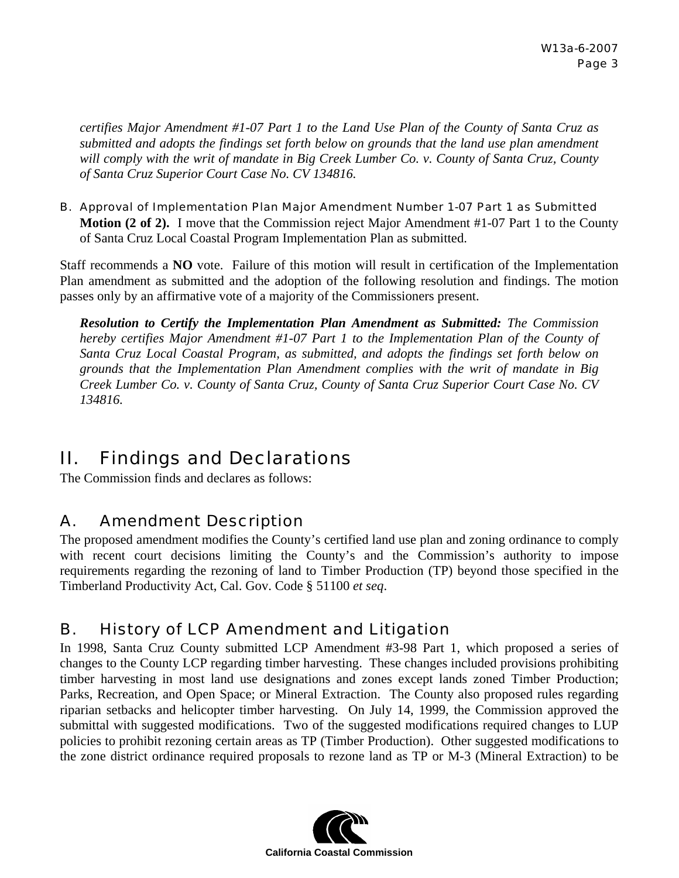*certifies Major Amendment #1-07 Part 1 to the Land Use Plan of the County of Santa Cruz as submitted and adopts the findings set forth below on grounds that the land use plan amendment will comply with the writ of mandate in Big Creek Lumber Co. v. County of Santa Cruz, County of Santa Cruz Superior Court Case No. CV 134816.*

### B. Approval of Implementation Plan Major Amendment Number 1-07 Part 1 as Submitted

**Motion (2 of 2).** I move that the Commission reject Major Amendment #1-07 Part 1 to the County of Santa Cruz Local Coastal Program Implementation Plan as submitted.

Staff recommends a **NO** vote. Failure of this motion will result in certification of the Implementation Plan amendment as submitted and the adoption of the following resolution and findings. The motion passes only by an affirmative vote of a majority of the Commissioners present.

***Resolution to Certify the Implementation Plan Amendment as Submitted:*** *The Commission hereby certifies Major Amendment #1-07 Part 1 to the Implementation Plan of the County of Santa Cruz Local Coastal Program, as submitted, and adopts the findings set forth below on grounds that the Implementation Plan Amendment complies with the writ of mandate in Big Creek Lumber Co. v. County of Santa Cruz, County of Santa Cruz Superior Court Case No. CV 134816.*

# II. Findings and Declarations

The Commission finds and declares as follows:

## A. Amendment Description

The proposed amendment modifies the County's certified land use plan and zoning ordinance to comply with recent court decisions limiting the County's and the Commission's authority to impose requirements regarding the rezoning of land to Timber Production (TP) beyond those specified in the Timberland Productivity Act, Cal. Gov. Code § 51100 *et seq*.

## B. History of LCP Amendment and Litigation

In 1998, Santa Cruz County submitted LCP Amendment #3-98 Part 1, which proposed a series of changes to the County LCP regarding timber harvesting. These changes included provisions prohibiting timber harvesting in most land use designations and zones except lands zoned Timber Production; Parks, Recreation, and Open Space; or Mineral Extraction. The County also proposed rules regarding riparian setbacks and helicopter timber harvesting. On July 14, 1999, the Commission approved the submittal with suggested modifications. Two of the suggested modifications required changes to LUP policies to prohibit rezoning certain areas as TP (Timber Production). Other suggested modifications to the zone district ordinance required proposals to rezone land as TP or M-3 (Mineral Extraction) to be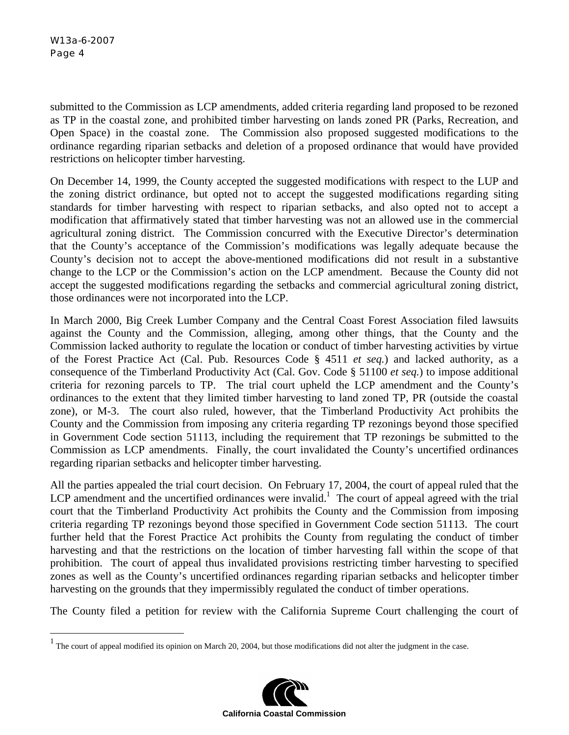submitted to the Commission as LCP amendments, added criteria regarding land proposed to be rezoned as TP in the coastal zone, and prohibited timber harvesting on lands zoned PR (Parks, Recreation, and Open Space) in the coastal zone. The Commission also proposed suggested modifications to the ordinance regarding riparian setbacks and deletion of a proposed ordinance that would have provided restrictions on helicopter timber harvesting.

On December 14, 1999, the County accepted the suggested modifications with respect to the LUP and the zoning district ordinance, but opted not to accept the suggested modifications regarding siting standards for timber harvesting with respect to riparian setbacks, and also opted not to accept a modification that affirmatively stated that timber harvesting was not an allowed use in the commercial agricultural zoning district. The Commission concurred with the Executive Director's determination that the County's acceptance of the Commission's modifications was legally adequate because the County's decision not to accept the above-mentioned modifications did not result in a substantive change to the LCP or the Commission's action on the LCP amendment. Because the County did not accept the suggested modifications regarding the setbacks and commercial agricultural zoning district, those ordinances were not incorporated into the LCP.

In March 2000, Big Creek Lumber Company and the Central Coast Forest Association filed lawsuits against the County and the Commission, alleging, among other things, that the County and the Commission lacked authority to regulate the location or conduct of timber harvesting activities by virtue of the Forest Practice Act (Cal. Pub. Resources Code § 4511 *et seq.*) and lacked authority, as a consequence of the Timberland Productivity Act (Cal. Gov. Code § 51100 *et seq.*) to impose additional criteria for rezoning parcels to TP. The trial court upheld the LCP amendment and the County's ordinances to the extent that they limited timber harvesting to land zoned TP, PR (outside the coastal zone), or M-3. The court also ruled, however, that the Timberland Productivity Act prohibits the County and the Commission from imposing any criteria regarding TP rezonings beyond those specified in Government Code section 51113, including the requirement that TP rezonings be submitted to the Commission as LCP amendments. Finally, the court invalidated the County's uncertified ordinances regarding riparian setbacks and helicopter timber harvesting.

All the parties appealed the trial court decision. On February 17, 2004, the court of appeal ruled that the LCP amendment and the uncertified ordinances were invalid.[1] The court of appeal agreed with the trial court that the Timberland Productivity Act prohibits the County and the Commission from imposing criteria regarding TP rezonings beyond those specified in Government Code section 51113. The court further held that the Forest Practice Act prohibits the County from regulating the conduct of timber harvesting and that the restrictions on the location of timber harvesting fall within the scope of that prohibition. The court of appeal thus invalidated provisions restricting timber harvesting to specified zones as well as the County's uncertified ordinances regarding riparian setbacks and helicopter timber harvesting on the grounds that they impermissibly regulated the conduct of timber operations.

The County filed a petition for review with the California Supreme Court challenging the court of

[1] The court of appeal modified its opinion on March 20, 2004, but those modifications did not alter the judgment in the case.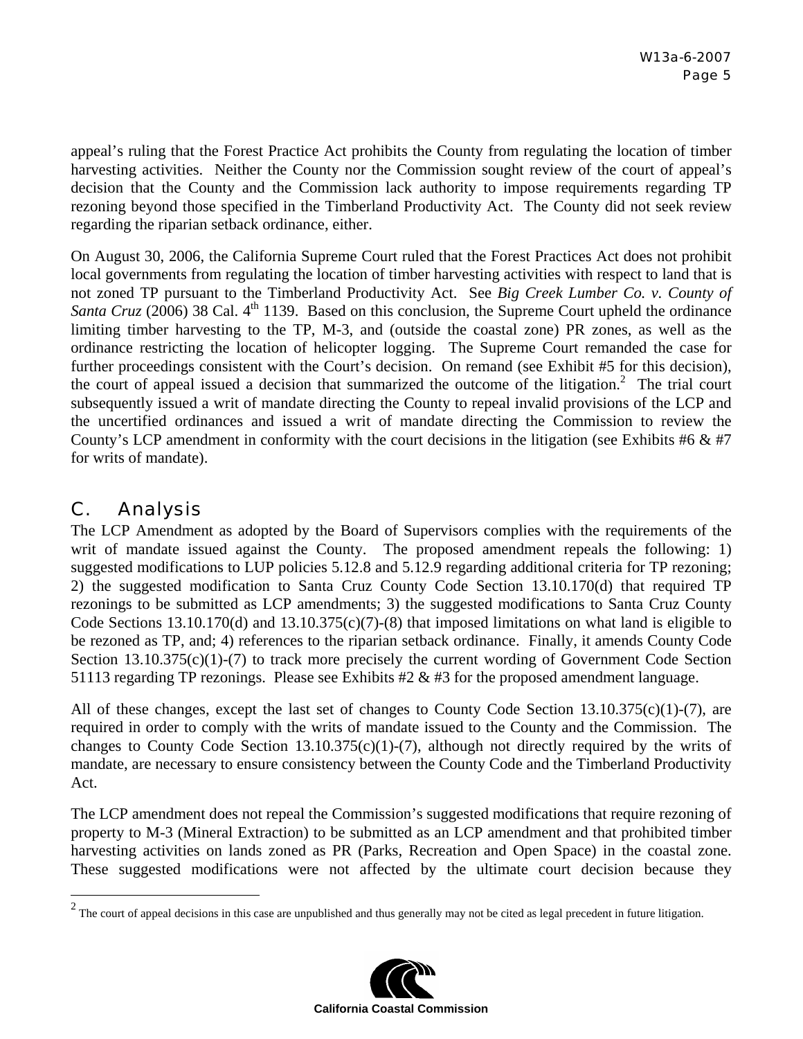appeal's ruling that the Forest Practice Act prohibits the County from regulating the location of timber harvesting activities. Neither the County nor the Commission sought review of the court of appeal's decision that the County and the Commission lack authority to impose requirements regarding TP rezoning beyond those specified in the Timberland Productivity Act. The County did not seek review regarding the riparian setback ordinance, either.

On August 30, 2006, the California Supreme Court ruled that the Forest Practices Act does not prohibit local governments from regulating the location of timber harvesting activities with respect to land that is not zoned TP pursuant to the Timberland Productivity Act. See *Big Creek Lumber Co. v. County of Santa Cruz* (2006) 38 Cal. 4th 1139. Based on this conclusion, the Supreme Court upheld the ordinance limiting timber harvesting to the TP, M-3, and (outside the coastal zone) PR zones, as well as the ordinance restricting the location of helicopter logging. The Supreme Court remanded the case for further proceedings consistent with the Court's decision. On remand (see Exhibit #5 for this decision), the court of appeal issued a decision that summarized the outcome of the litigation.[2] The trial court subsequently issued a writ of mandate directing the County to repeal invalid provisions of the LCP and the uncertified ordinances and issued a writ of mandate directing the Commission to review the County's LCP amendment in conformity with the court decisions in the litigation (see Exhibits #6 & #7 for writs of mandate).

## C. Analysis

The LCP Amendment as adopted by the Board of Supervisors complies with the requirements of the writ of mandate issued against the County. The proposed amendment repeals the following: 1) suggested modifications to LUP policies 5.12.8 and 5.12.9 regarding additional criteria for TP rezoning; 2) the suggested modification to Santa Cruz County Code Section 13.10.170(d) that required TP rezonings to be submitted as LCP amendments; 3) the suggested modifications to Santa Cruz County Code Sections 13.10.170(d) and 13.10.375(c)(7)-(8) that imposed limitations on what land is eligible to be rezoned as TP, and; 4) references to the riparian setback ordinance. Finally, it amends County Code Section 13.10.375(c)(1)-(7) to track more precisely the current wording of Government Code Section 51113 regarding TP rezonings. Please see Exhibits #2 & #3 for the proposed amendment language.

All of these changes, except the last set of changes to County Code Section 13.10.375(c)(1)-(7), are required in order to comply with the writs of mandate issued to the County and the Commission. The changes to County Code Section 13.10.375(c)(1)-(7), although not directly required by the writs of mandate, are necessary to ensure consistency between the County Code and the Timberland Productivity Act.

The LCP amendment does not repeal the Commission's suggested modifications that require rezoning of property to M-3 (Mineral Extraction) to be submitted as an LCP amendment and that prohibited timber harvesting activities on lands zoned as PR (Parks, Recreation and Open Space) in the coastal zone. These suggested modifications were not affected by the ultimate court decision because they

[2] The court of appeal decisions in this case are unpublished and thus generally may not be cited as legal precedent in future litigation.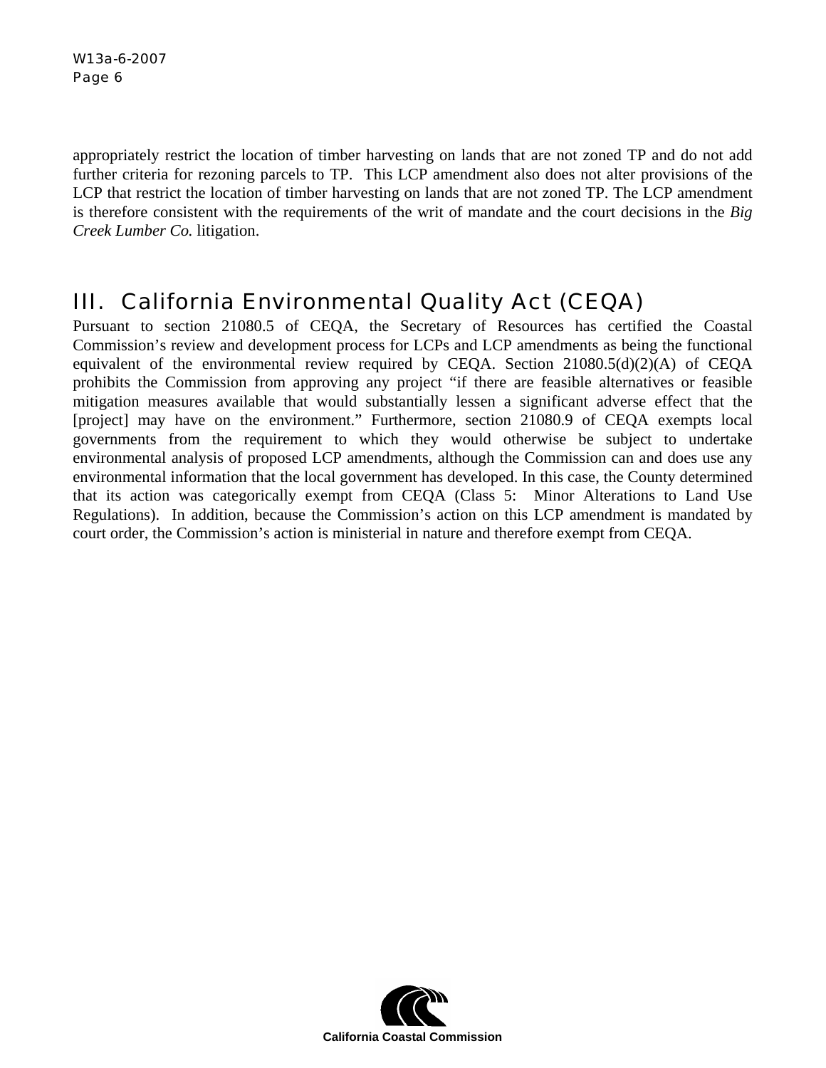appropriately restrict the location of timber harvesting on lands that are not zoned TP and do not add further criteria for rezoning parcels to TP. This LCP amendment also does not alter provisions of the LCP that restrict the location of timber harvesting on lands that are not zoned TP. The LCP amendment is therefore consistent with the requirements of the writ of mandate and the court decisions in the *Big Creek Lumber Co.* litigation.

## III. California Environmental Quality Act (CEQA)

Pursuant to section 21080.5 of CEQA, the Secretary of Resources has certified the Coastal Commission's review and development process for LCPs and LCP amendments as being the functional equivalent of the environmental review required by CEQA. Section 21080.5(d)(2)(A) of CEQA prohibits the Commission from approving any project "if there are feasible alternatives or feasible mitigation measures available that would substantially lessen a significant adverse effect that the [project] may have on the environment." Furthermore, section 21080.9 of CEQA exempts local governments from the requirement to which they would otherwise be subject to undertake environmental analysis of proposed LCP amendments, although the Commission can and does use any environmental information that the local government has developed. In this case, the County determined that its action was categorically exempt from CEQA (Class 5: Minor Alterations to Land Use Regulations). In addition, because the Commission's action on this LCP amendment is mandated by court order, the Commission's action is ministerial in nature and therefore exempt from CEQA.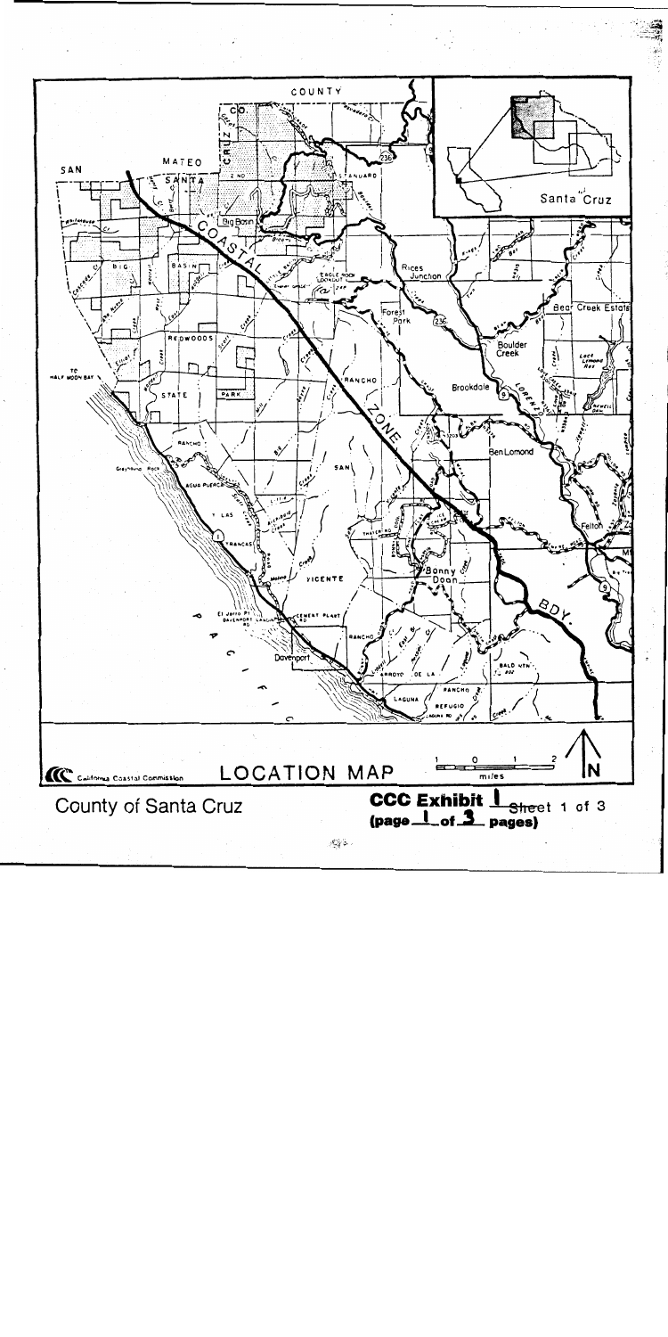LOCATION MAP

County of Santa Cruz

California Coastal Commission

**CCC Exhibit 1 Sheet 1 of 3 (page 1 of 3 pages)**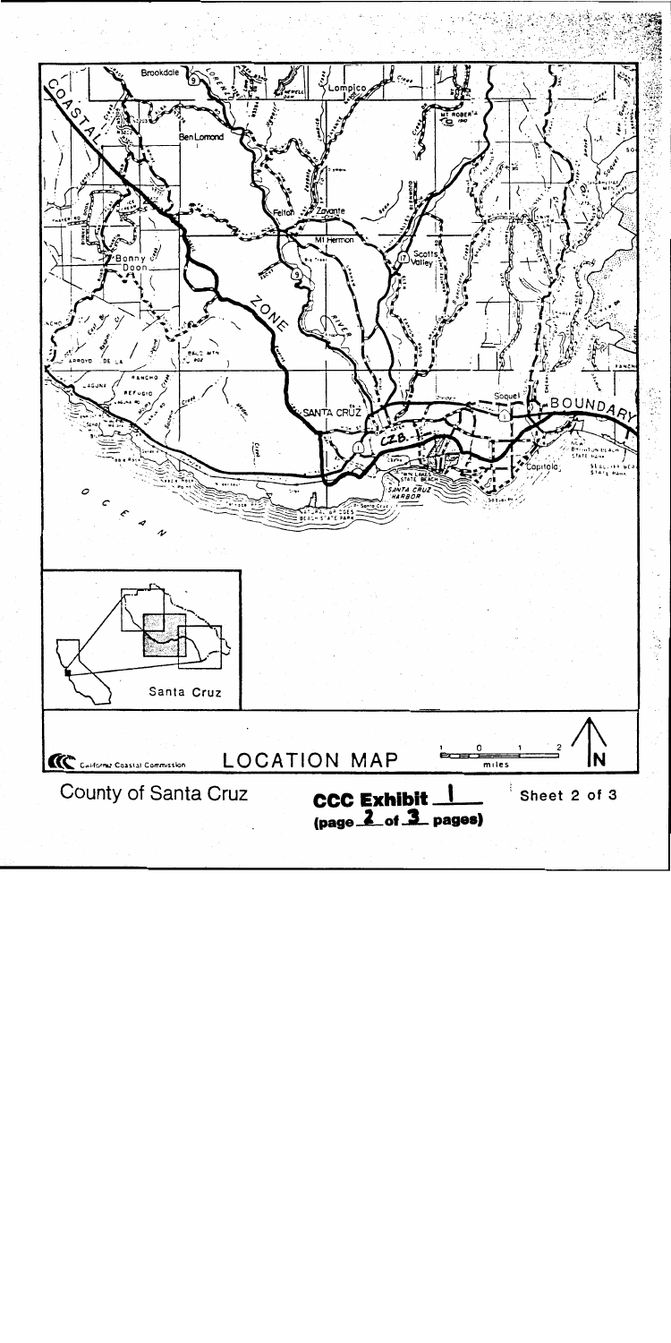LOCATION MAP

County of Santa Cruz

CCC Exhibit 1
(page 2 of 3 pages)

Sheet 2 of 3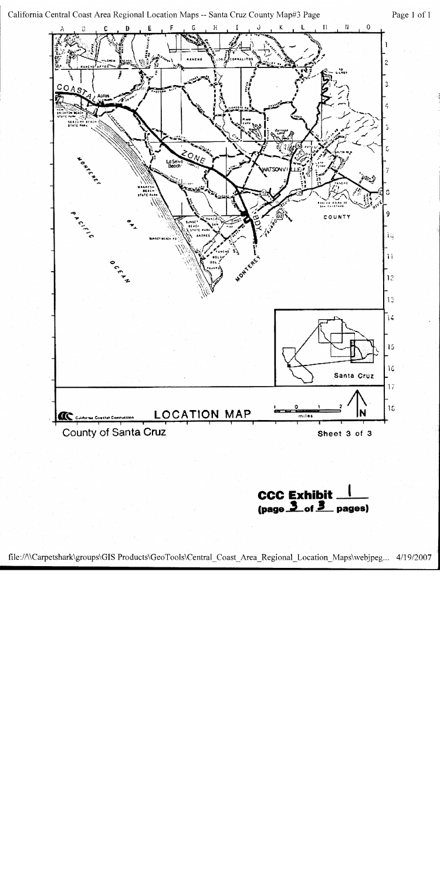California Central Coast Area Regional Location Maps -- Santa Cruz County Map#3 Page

COASTAL ZONE BDY.

Aptos

La Selva Beach

WATSONVILLE

MONTEREY BAY

PACIFIC OCEAN

COUNTY

MONTEREY

Santa Cruz

California Coastal Commission

LOCATION MAP

0 1 2

miles

N

County of Santa Cruz

Sheet 3 of 3

**CCC Exhibit 1**
**(page 3 of 3 pages)**

file://\\Carpetshark\groups\GIS Products\GeoTools\Central_Coast_Area_Regional_Location_Maps\webjpeg... 4/19/2007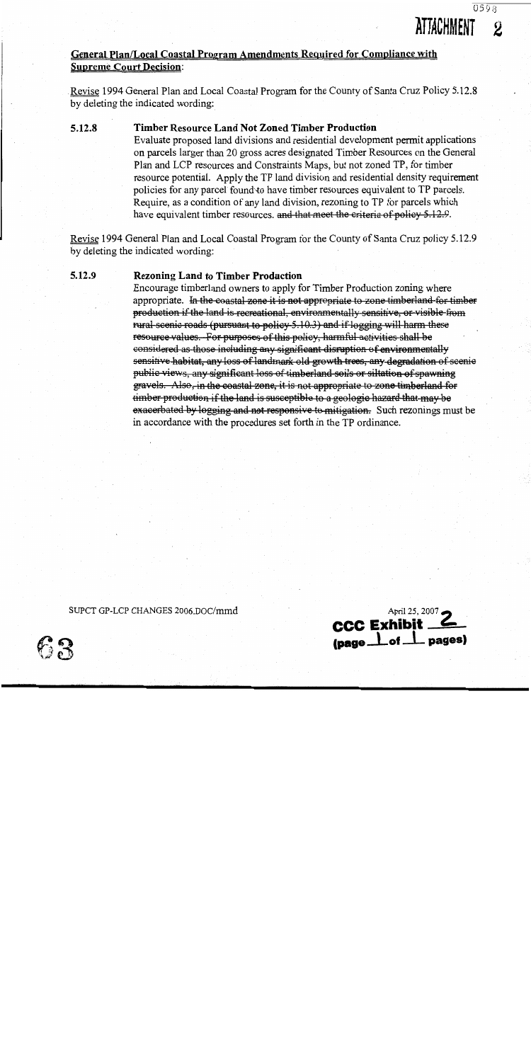# ATTACHMENT 2

**General Plan/Local Coastal Program Amendments Required for Compliance with Supreme Court Decision:**

Revise 1994 General Plan and Local Coastal Program for the County of Santa Cruz Policy 5.12.8 by deleting the indicated wording:

**5.12.8 Timber Resource Land Not Zoned Timber Production**

Evaluate proposed land divisions and residential development permit applications on parcels larger than 20 gross acres designated Timber Resources on the General Plan and LCP resources and Constraints Maps, but not zoned TP, for timber resource potential. Apply the TP land division and residential density requirement policies for any parcel found to have timber resources equivalent to TP parcels. Require, as a condition of any land division, rezoning to TP for parcels which have equivalent timber resources. ~~and that meet the criteria of policy 5.12.9.~~

Revise 1994 General Plan and Local Coastal Program for the County of Santa Cruz policy 5.12.9 by deleting the indicated wording:

**5.12.9 Rezoning Land to Timber Production**

Encourage timberland owners to apply for Timber Production zoning where appropriate. ~~In the coastal zone it is not appropriate to zone timberland for timber production if the land is recreational, environmentally sensitive, or visible from rural scenic roads (pursuant to policy 5.10.3) and if logging will harm these resource values. For purposes of this policy, harmful activities shall be considered as those including any significant disruption of environmentally sensitive habitat, any loss of landmark old growth trees, any degradation of scenic public views, any significant loss of timberland soils or siltation of spawning gravels. Also, in the coastal zone, it is not appropriate to zone timberland for timber production if the land is susceptible to a geologic hazard that may be exacerbated by logging and not responsive to mitigation.~~ Such rezonings must be in accordance with the procedures set forth in the TP ordinance.

SUPCT GP-LCP CHANGES 2006.DOC/mmd

April 25, 2007
CCC Exhibit 2
(page 1 of 1 pages)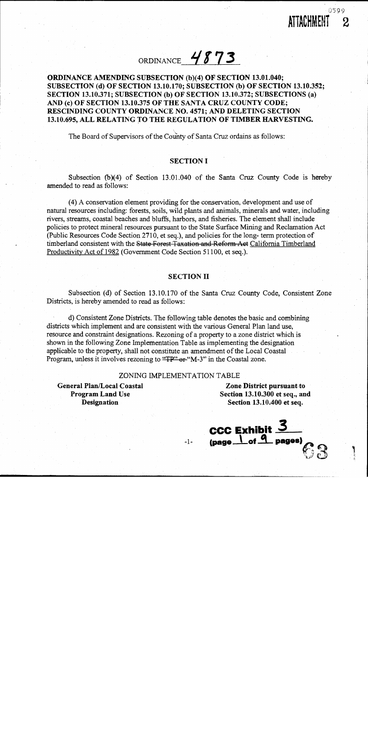ATTACHMENT 2

ORDINANCE 4873

**ORDINANCE AMENDING SUBSECTION (b)(4) OF SECTION 13.01.040; SUBSECTION (d) OF SECTION 13.10.170; SUBSECTION (b) OF SECTION 13.10.352; SECTION 13.10.371; SUBSECTION (b) OF SECTION 13.10.372; SUBSECTIONS (a) AND (c) OF SECTION 13.10.375 OF THE SANTA CRUZ COUNTY CODE; RESCINDING COUNTY ORDINANCE NO. 4571; AND DELETING SECTION 13.10.695, ALL RELATING TO THE REGULATION OF TIMBER HARVESTING.**

The Board of Supervisors of the County of Santa Cruz ordains as follows:

## SECTION I

Subsection (b)(4) of Section 13.01.040 of the Santa Cruz County Code is hereby amended to read as follows:

(4) A conservation element providing for the conservation, development and use of natural resources including: forests, soils, wild plants and animals, minerals and water, including rivers, streams, coastal beaches and bluffs, harbors, and fisheries. The element shall include policies to protect mineral resources pursuant to the State Surface Mining and Reclamation Act (Public Resources Code Section 2710, et seq.), and policies for the long- term protection of timberland consistent with the ~~State Forest Taxation and Reform Act~~ California Timberland Productivity Act of 1982 (Government Code Section 51100, et seq.).

## SECTION II

Subsection (d) of Section 13.10.170 of the Santa Cruz County Code, Consistent Zone Districts, is hereby amended to read as follows:

d) Consistent Zone Districts. The following table denotes the basic and combining districts which implement and are consistent with the various General Plan land use, resource and constraint designations. Rezoning of a property to a zone district which is shown in the following Zone Implementation Table as implementing the designation applicable to the property, shall not constitute an amendment of the Local Coastal Program, unless it involves rezoning to ~~"TP" or~~ "M-3" in the Coastal zone.

ZONING IMPLEMENTATION TABLE

| General Plan/Local Coastal Program Land Use Designation | Zone District pursuant to Section 13.10.300 et seq., and Section 13.10.400 et seq. |
|---|---|

CCC Exhibit 3 (page 1 of 9 pages)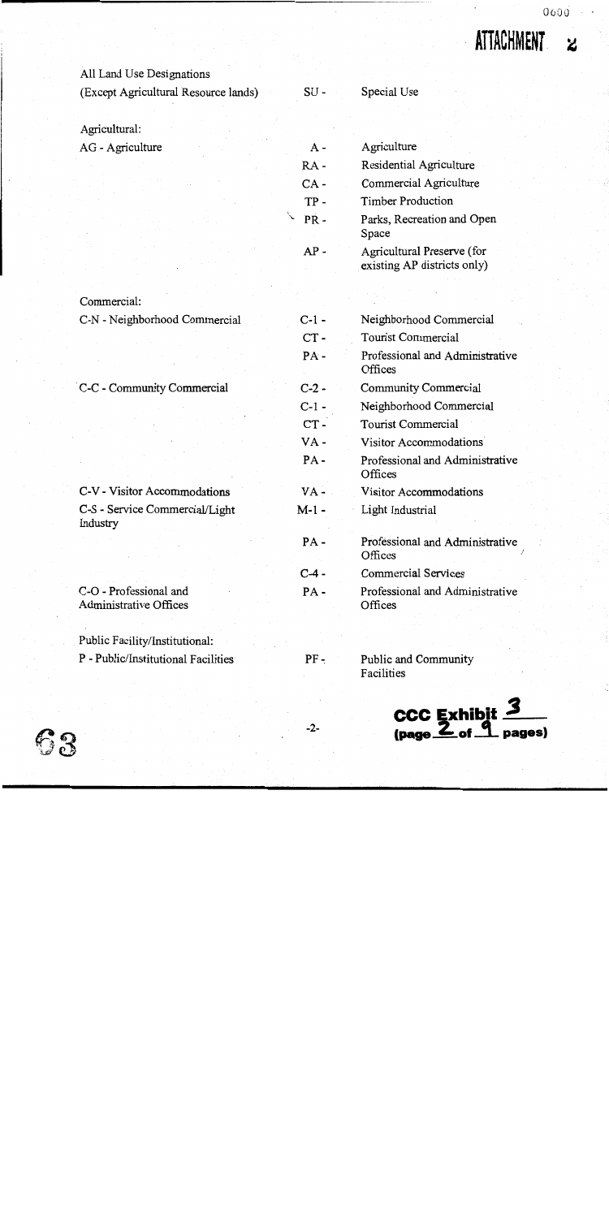ATTACHMENT 2

| | | |
|---|---|---|
| All Land Use Designations (Except Agricultural Resource lands) | SU - | Special Use |
| Agricultural: | | |
| AG - Agriculture | A - | Agriculture |
| | RA - | Residential Agriculture |
| | CA - | Commercial Agriculture |
| | TP - | Timber Production |
| | PR - | Parks, Recreation and Open Space |
| | AP - | Agricultural Preserve (for existing AP districts only) |
| Commercial: | | |
| C-N - Neighborhood Commercial | C-1 - | Neighborhood Commercial |
| | CT - | Tourist Commercial |
| | PA - | Professional and Administrative Offices |
| C-C - Community Commercial | C-2 - | Community Commercial |
| | C-1 - | Neighborhood Commercial |
| | CT - | Tourist Commercial |
| | VA - | Visitor Accommodations |
| | PA - | Professional and Administrative Offices |
| C-V - Visitor Accommodations | VA - | Visitor Accommodations |
| C-S - Service Commercial/Light Industry | M-1 - | Light Industrial |
| | PA - | Professional and Administrative Offices |
| | C-4 - | Commercial Services |
| C-O - Professional and Administrative Offices | PA - | Professional and Administrative Offices |
| Public Facility/Institutional: | | |
| P - Public/Institutional Facilities | PF - | Public and Community Facilities |

CCC Exhibit 3 (page 2 of 9 pages)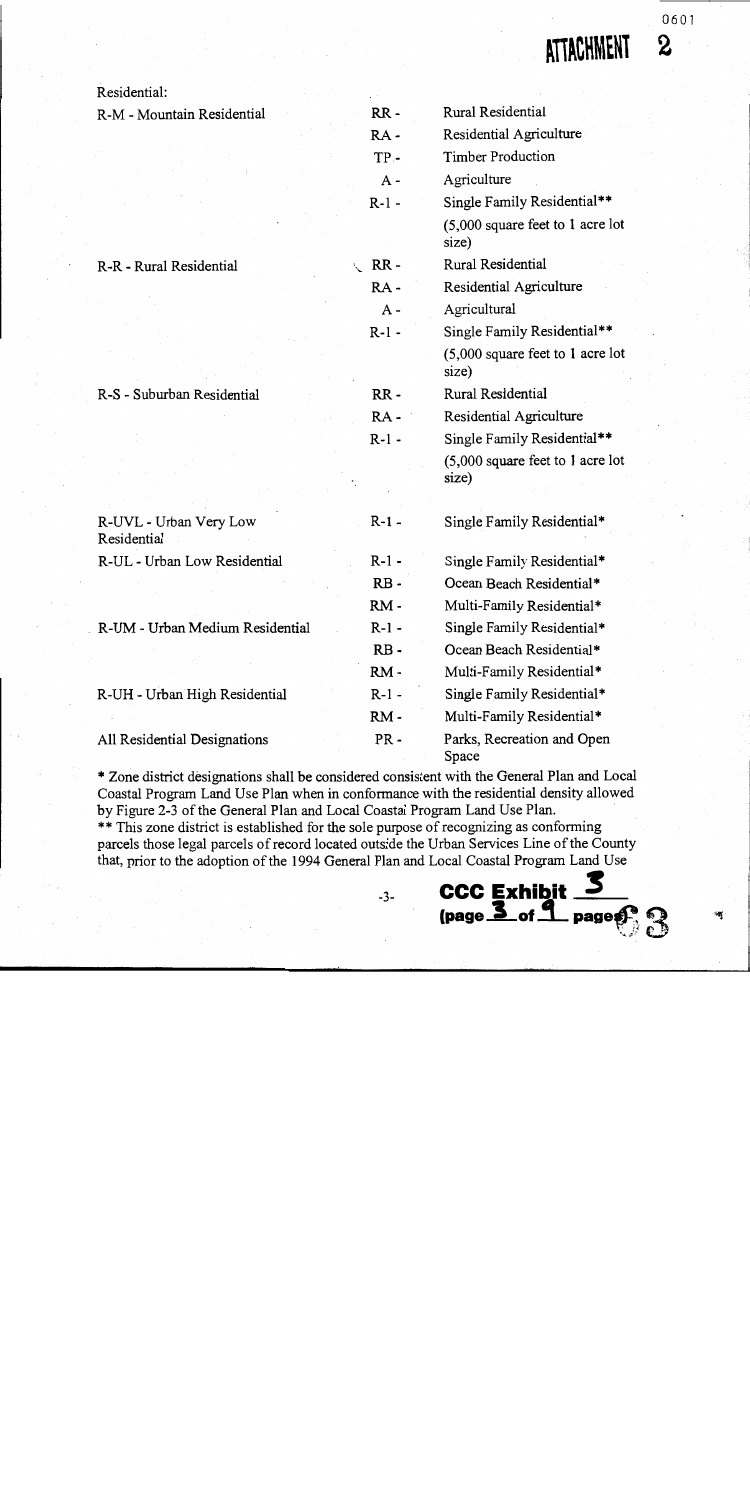# ATTACHMENT 2

| | | |
|---|---|---|
| Residential: | | |
| R-M - Mountain Residential | RR - | Rural Residential |
| | RA - | Residential Agriculture |
| | TP - | Timber Production |
| | A - | Agriculture |
| | R-1 - | Single Family Residential** (5,000 square feet to 1 acre lot size) |
| R-R - Rural Residential | RR - | Rural Residential |
| | RA - | Residential Agriculture |
| | A - | Agricultural |
| | R-1 - | Single Family Residential** (5,000 square feet to 1 acre lot size) |
| R-S - Suburban Residential | RR - | Rural Residential |
| | RA - | Residential Agriculture |
| | R-1 - | Single Family Residential** (5,000 square feet to 1 acre lot size) |
| R-UVL - Urban Very Low Residential | R-1 - | Single Family Residential* |
| R-UL - Urban Low Residential | R-1 - | Single Family Residential* |
| | RB - | Ocean Beach Residential* |
| | RM - | Multi-Family Residential* |
| R-UM - Urban Medium Residential | R-1 - | Single Family Residential* |
| | RB - | Ocean Beach Residential* |
| | RM - | Multi-Family Residential* |
| R-UH - Urban High Residential | R-1 - | Single Family Residential* |
| | RM - | Multi-Family Residential* |
| All Residential Designations | PR - | Parks, Recreation and Open Space |

\* Zone district designations shall be considered consistent with the General Plan and Local Coastal Program Land Use Plan when in conformance with the residential density allowed by Figure 2-3 of the General Plan and Local Coastal Program Land Use Plan.

\** This zone district is established for the sole purpose of recognizing as conforming parcels those legal parcels of record located outside the Urban Services Line of the County that, prior to the adoption of the 1994 General Plan and Local Coastal Program Land Use

CCC Exhibit 3 (page 3 of 9 pages)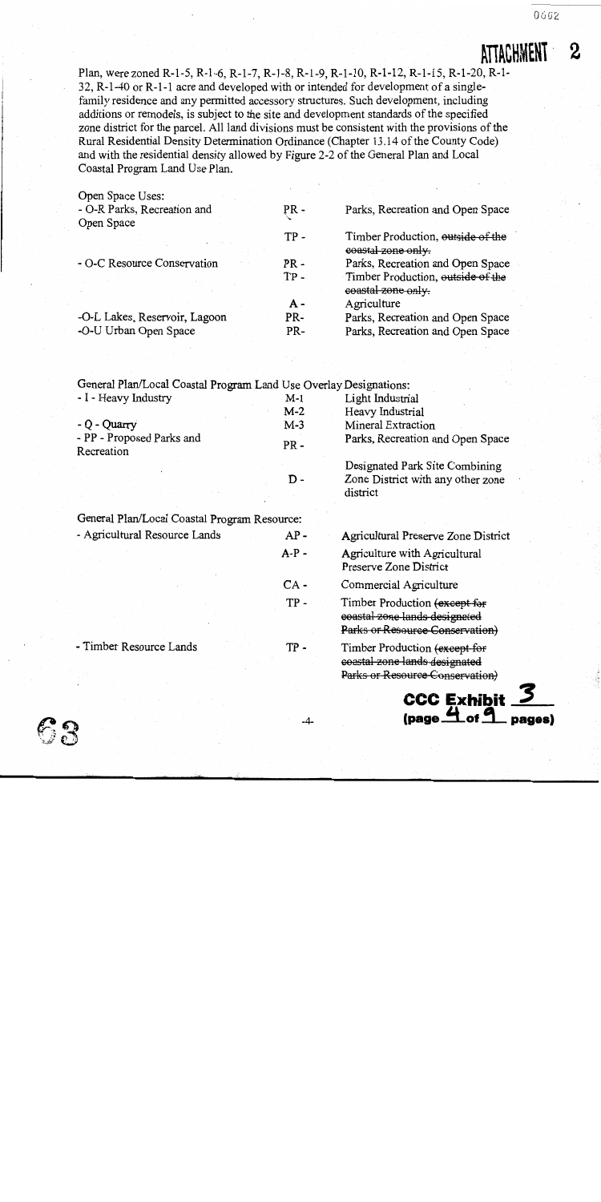# ATTACHMENT 2

Plan, were zoned R-1-5, R-1-6, R-1-7, R-1-8, R-1-9, R-1-10, R-1-12, R-1-15, R-1-20, R-1-32, R-1-40 or R-1-1 acre and developed with or intended for development of a single-family residence and any permitted accessory structures. Such development, including additions or remodels, is subject to the site and development standards of the specified zone district for the parcel. All land divisions must be consistent with the provisions of the Rural Residential Density Determination Ordinance (Chapter 13.14 of the County Code) and with the residential density allowed by Figure 2-2 of the General Plan and Local Coastal Program Land Use Plan.

| | | |
|---|---|---|
| Open Space Uses: | | |
| - O-R Parks, Recreation and Open Space | PR - | Parks, Recreation and Open Space |
| | TP - | Timber Production, ~~outside of the coastal zone only.~~ |
| - O-C Resource Conservation | PR - | Parks, Recreation and Open Space |
| | TP - | Timber Production, ~~outside of the coastal zone only.~~ |
| | A - | Agriculture |
| -O-L Lakes, Reservoir, Lagoon | PR- | Parks, Recreation and Open Space |
| -O-U Urban Open Space | PR- | Parks, Recreation and Open Space |

| | | |
|---|---|---|
| General Plan/Local Coastal Program Land Use Overlay Designations: | | |
| - I - Heavy Industry | M-1 | Light Industrial |
| | M-2 | Heavy Industrial |
| - Q - Quarry | M-3 | Mineral Extraction |
| - PP - Proposed Parks and Recreation | PR - | Parks, Recreation and Open Space |
| | D - | Designated Park Site Combining Zone District with any other zone district |

| | | |
|---|---|---|
| General Plan/Local Coastal Program Resource: | | |
| - Agricultural Resource Lands | AP - | Agricultural Preserve Zone District |
| | A-P - | Agriculture with Agricultural Preserve Zone District |
| | CA - | Commercial Agriculture |
| | TP - | Timber Production ~~(except for coastal zone lands designated Parks or Resource Conservation)~~ |
| - Timber Resource Lands | TP - | Timber Production ~~(except for coastal zone lands designated Parks or Resource Conservation)~~ |

-4-

CCC Exhibit 3 (page 4 of 9 pages)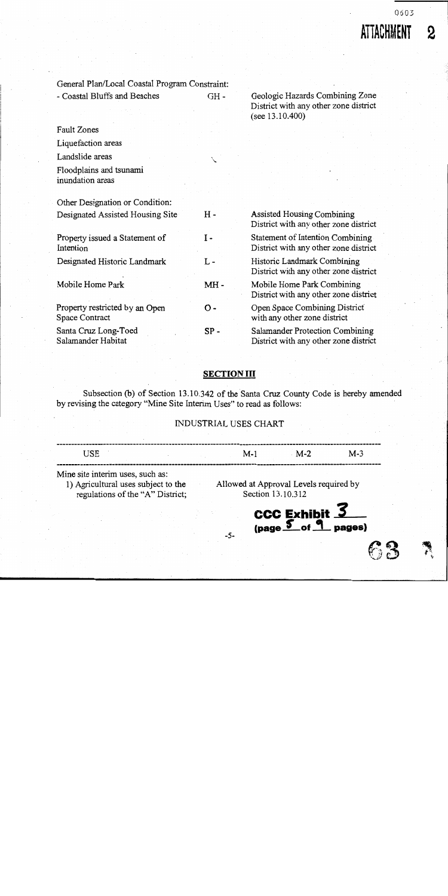| | | |
|---|---|---|
| General Plan/Local Coastal Program Constraint: | | |
| - Coastal Bluffs and Beaches | GH - | Geologic Hazards Combining Zone District with any other zone district (see 13.10.400) |
| Fault Zones | | |
| Liquefaction areas | | |
| Landslide areas | | |
| Floodplains and tsunami inundation areas | | |
| Other Designation or Condition: | | |
| Designated Assisted Housing Site | H - | Assisted Housing Combining District with any other zone district |
| Property issued a Statement of Intention | I - | Statement of Intention Combining District with any other zone district |
| Designated Historic Landmark | L - | Historic Landmark Combining District with any other zone district |
| Mobile Home Park | MH - | Mobile Home Park Combining District with any other zone district |
| Property restricted by an Open Space Contract | O - | Open Space Combining District with any other zone district |
| Santa Cruz Long-Toed Salamander Habitat | SP - | Salamander Protection Combining District with any other zone district |

## SECTION III

Subsection (b) of Section 13.10.342 of the Santa Cruz County Code is hereby amended by revising the category "Mine Site Interim Uses" to read as follows:

INDUSTRIAL USES CHART

| USE | M-1 | M-2 | M-3 |
|---|---|---|---|
| Mine site interim uses, such as: | | | |
| 1) Agricultural uses subject to the regulations of the "A" District; | Allowed at Approval Levels required by Section 13.10.312 | | |

CCC Exhibit 3
(page 5 of 9 pages)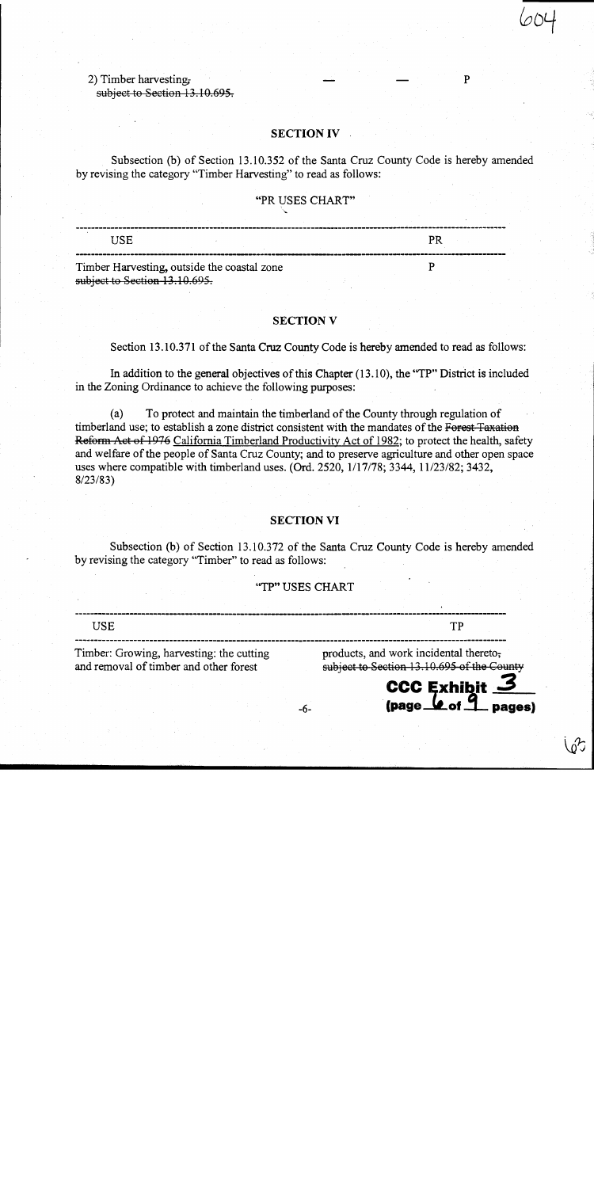2) Timber harvesting~~,~~ ~~subject to Section 13.10.695.~~ — — P

**SECTION IV**

Subsection (b) of Section 13.10.352 of the Santa Cruz County Code is hereby amended by revising the category "Timber Harvesting" to read as follows:

"PR USES CHART"

| USE | PR |
|---|---|
| Timber Harvesting, outside the coastal zone ~~subject to Section 13.10.695.~~ | P |

**SECTION V**

Section 13.10.371 of the Santa Cruz County Code is hereby amended to read as follows:

In addition to the general objectives of this Chapter (13.10), the "TP" District is included in the Zoning Ordinance to achieve the following purposes:

(a) To protect and maintain the timberland of the County through regulation of timberland use; to establish a zone district consistent with the mandates of the ~~Forest Taxation Reform Act of 1976~~ <u>California Timberland Productivity Act of 1982</u>; to protect the health, safety and welfare of the people of Santa Cruz County; and to preserve agriculture and other open space uses where compatible with timberland uses. (Ord. 2520, 1/17/78; 3344, 11/23/82; 3432, 8/23/83)

**SECTION VI**

Subsection (b) of Section 13.10.372 of the Santa Cruz County Code is hereby amended by revising the category "Timber" to read as follows:

"TP" USES CHART

| USE | TP |
|---|---|
| Timber: Growing, harvesting: the cutting and removal of timber and other forest products, and work incidental thereto~~,~~ ~~subject to Section 13.10.695 of the County~~ | |

CCC Exhibit 3 (page 6 of 9 pages)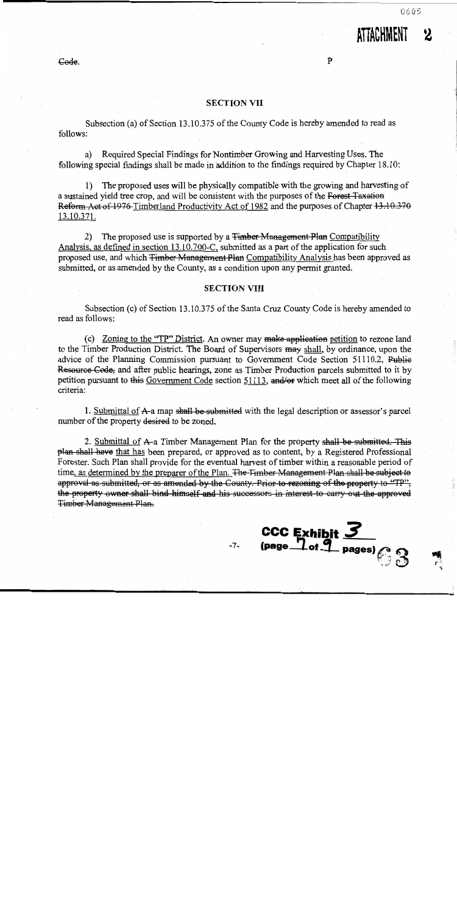~~Code.~~

### SECTION VII

Subsection (a) of Section 13.10.375 of the County Code is hereby amended to read as follows:

a) Required Special Findings for Nontimber Growing and Harvesting Uses. The following special findings shall be made in addition to the findings required by Chapter 18.10:

1) The proposed uses will be physically compatible with the growing and harvesting of a sustained yield tree crop, and will be consistent with the purposes of the ~~Forest Taxation Reform Act of 1976~~ <u>Timberland Productivity Act of 1982</u> and the purposes of Chapter ~~13.10.370~~ <u>13.10.371.</u>

2) The proposed use is supported by a ~~Timber Management Plan~~ <u>Compatibility Analysis, as defined in section 13.10.700-C,</u> submitted as a part of the application for such proposed use, and which ~~Timber Management Plan~~ <u>Compatibility Analysis</u> has been approved as submitted, or as amended by the County, as a condition upon any permit granted.

### SECTION VIII

Subsection (c) of Section 13.10.375 of the Santa Cruz County Code is hereby amended to read as follows:

(c) <u>Zoning to the "TP" District</u>. An owner may ~~make application~~ <u>petition</u> to rezone land to the Timber Production District. The Board of Supervisors ~~may~~ <u>shall</u>, by ordinance, upon the advice of the Planning Commission pursuant to Government Code Section 51110.2, ~~Public Resource Code,~~ and after public hearings, zone as Timber Production parcels submitted to it by petition pursuant to ~~this~~ <u>Government Code</u> section <u>51113</u>, ~~and/or~~ which meet all of the following criteria:

1. <u>Submittal of</u> ~~A~~ a map ~~shall be submitted~~ with the legal description or assessor's parcel number of the property ~~desired~~ to be zoned.

2. <u>Submittal of</u> ~~A~~ a Timber Management Plan for the property ~~shall be submitted. This plan shall have~~ <u>that has</u> been prepared, or approved as to content, by a Registered Professional Forester. Such Plan shall provide for the eventual harvest of timber within a reasonable period of time<u>, as determined by the preparer of the Plan</u>. ~~The Timber Management Plan shall be subject to approval as submitted, or as amended by the County. Prior to rezoning of the property to "TP", the property owner shall bind himself and his successors in interest to carry out the approved Timber Management Plan.~~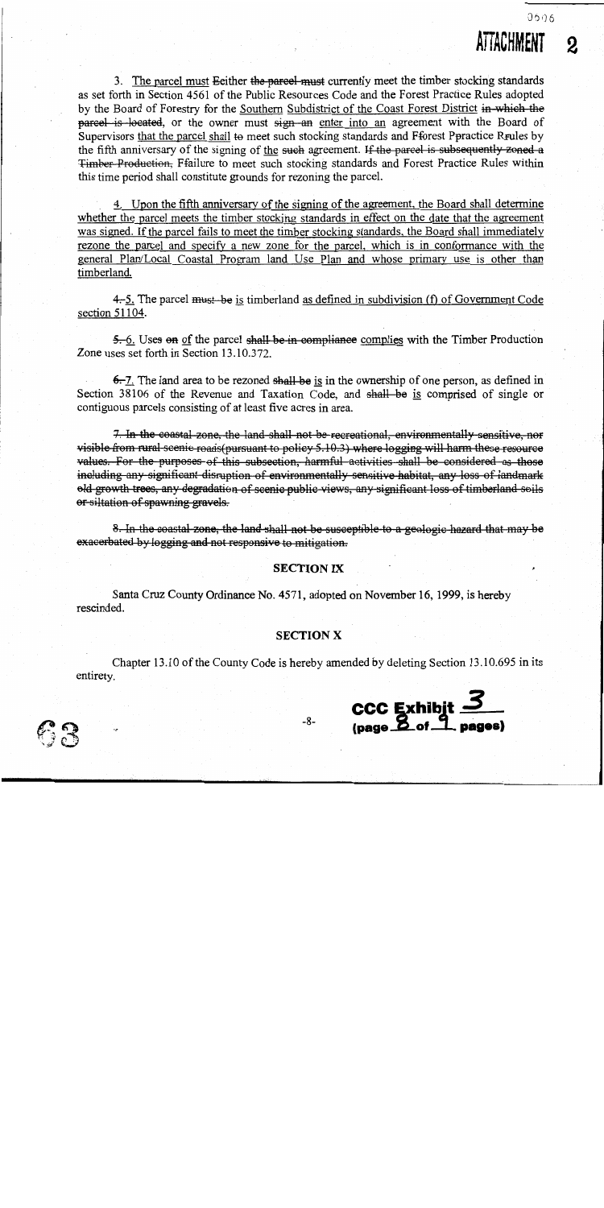3. The parcel must ~~E~~either ~~the parcel must~~ currently meet the timber stocking standards as set forth in Section 4561 of the Public Resources Code and the Forest Practice Rules adopted by the Board of Forestry for the Southern Subdistrict of the Coast Forest District ~~in which the parcel is located~~, or the owner must ~~sign an~~ enter into an agreement with the Board of Supervisors that the parcel shall ~~to~~ meet such stocking standards and ~~F~~forest ~~P~~practice ~~R~~rules by the fifth anniversary of the signing of the ~~such~~ agreement. ~~If the parcel is subsequently zoned a Timber Production,~~ ~~F~~failure to meet such stocking standards and Forest Practice Rules within this time period shall constitute grounds for rezoning the parcel.

4. Upon the fifth anniversary of the signing of the agreement, the Board shall determine whether the parcel meets the timber stocking standards in effect on the date that the agreement was signed. If the parcel fails to meet the timber stocking standards, the Board shall immediately rezone the parcel and specify a new zone for the parcel, which is in conformance with the general Plan/Local Coastal Program land Use Plan and whose primary use is other than timberland.

~~4.~~ 5. The parcel ~~must be~~ is timberland as defined in subdivision (f) of Government Code section 51104.

~~5.~~ 6. Uses ~~on~~ of the parcel ~~shall be in compliance~~ complies with the Timber Production Zone uses set forth in Section 13.10.372.

~~6.~~ 7. The land area to be rezoned ~~shall be~~ is in the ownership of one person, as defined in Section 38106 of the Revenue and Taxation Code, and ~~shall be~~ is comprised of single or contiguous parcels consisting of at least five acres in area.

~~7. In the coastal zone, the land shall not be recreational, environmentally sensitive, nor visible from rural scenic roads(pursuant to policy 5.10.3) where logging will harm these resource values. For the purposes of this subsection, harmful activities shall be considered as those including any significant disruption of environmentally sensitive habitat, any loss of landmark old growth trees, any degradation of scenic public views, any significant loss of timberland soils or siltation of spawning gravels.~~

~~8. In the coastal zone, the land shall not be susceptible to a geologic hazard that may be exacerbated by logging and not responsive to mitigation.~~

## SECTION IX

Santa Cruz County Ordinance No. 4571, adopted on November 16, 1999, is hereby rescinded.

## SECTION X

Chapter 13.10 of the County Code is hereby amended by deleting Section 13.10.695 in its entirety.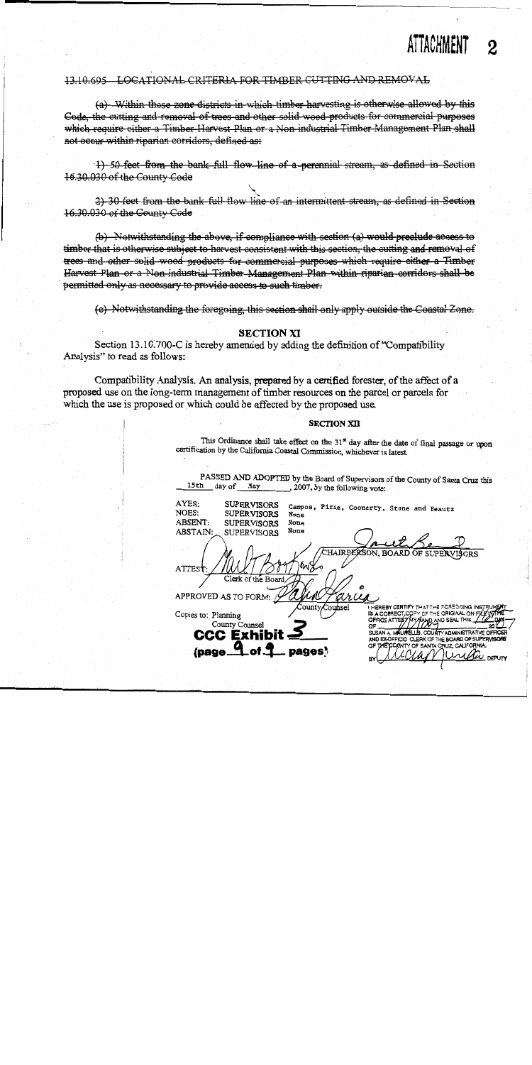ATTACHMENT 2

~~13.10.695 LOCATIONAL CRITERIA FOR TIMBER CUTTING AND REMOVAL~~

~~(a) Within those zone districts in which timber harvesting is otherwise allowed by this Code, the cutting and removal of trees and other solid wood products for commercial purposes which require either a Timber Harvest Plan or a Non-industrial Timber Management Plan shall not occur within riparian corridors, defined as:~~

~~1) 50 feet from the bank full flow line of a perennial stream, as defined in Section 16.30.030 of the County Code~~

~~2) 30 feet from the bank full flow line of an intermittent stream, as defined in Section 16.30.030 of the County Code~~

~~(b) Notwithstanding the above, if compliance with section (a) would preclude access to timber that is otherwise subject to harvest consistent with this section, the cutting and removal of trees and other solid wood products for commercial purposes which require either a Timber Harvest Plan or a Non-industrial Timber Management Plan within riparian corridors shall be permitted only as necessary to provide access to such timber.~~

~~(c) Notwithstanding the foregoing, this section shall only apply outside the Coastal Zone.~~

## SECTION XI

Section 13.10.700-C is hereby amended by adding the definition of "Compatibility Analysis" to read as follows:

Compatibility Analysis. An analysis, prepared by a certified forester, of the affect of a proposed use on the long-term management of timber resources on the parcel or parcels for which the use is proposed or which could be affected by the proposed use.

## SECTION XII

This Ordinance shall take effect on the 31st day after the date of final passage or upon certification by the California Coastal Commission, whichever is latest.

PASSED AND ADOPTED by the Board of Supervisors of the County of Santa Cruz this 15th day of May, 2007, by the following vote:

AYES: SUPERVISORS Campos, Pirie, Coonerty, Stone and Beautz
NOES: SUPERVISORS None
ABSENT: SUPERVISORS None
ABSTAIN: SUPERVISORS None

CHAIRPERSON, BOARD OF SUPERVISORS

ATTEST: Clerk of the Board

APPROVED AS TO FORM: County Counsel

Copies to: Planning
County Counsel

I HEREBY CERTIFY THAT THE FOREGOING INSTRUMENT IS A CORRECT COPY OF THE ORIGINAL ON FILE IN THE OFFICE ATTEST MY HAND AND SEAL THIS ___ DAY OF ___ 20__
SUSAN A. MAURIELLO, COUNTY ADMINISTRATIVE OFFICER AND EX-OFFICIO CLERK OF THE BOARD OF SUPERVISORS OF THE COUNTY OF SANTA CRUZ, CALIFORNIA.
BY ___ DEPUTY

CCC Exhibit 3
(page 9 of 9 pages)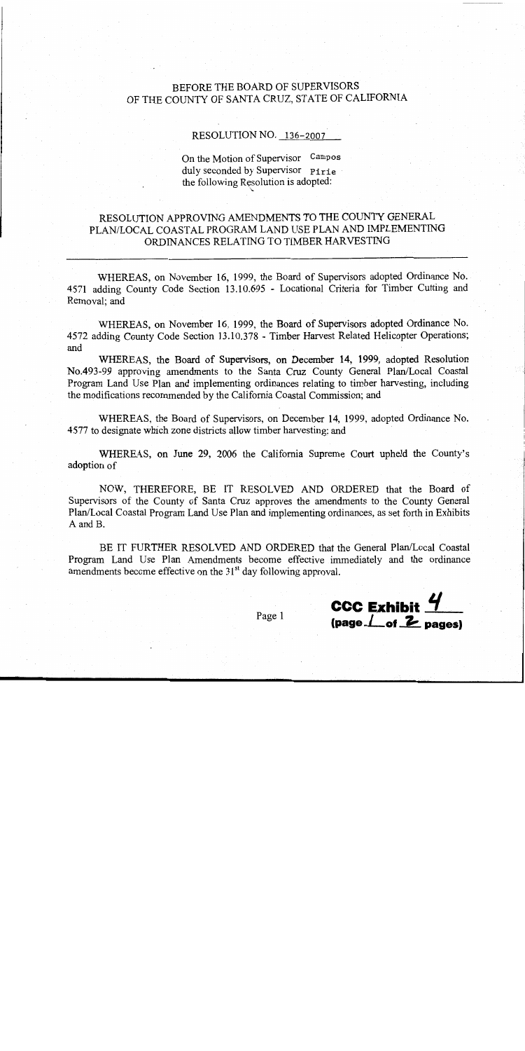BEFORE THE BOARD OF SUPERVISORS
OF THE COUNTY OF SANTA CRUZ, STATE OF CALIFORNIA

RESOLUTION NO. 136-2007

On the Motion of Supervisor Campos
duly seconded by Supervisor Pirie
the following Resolution is adopted:

# RESOLUTION APPROVING AMENDMENTS TO THE COUNTY GENERAL PLAN/LOCAL COASTAL PROGRAM LAND USE PLAN AND IMPLEMENTING ORDINANCES RELATING TO TIMBER HARVESTING

---

WHEREAS, on November 16, 1999, the Board of Supervisors adopted Ordinance No. 4571 adding County Code Section 13.10.695 - Locational Criteria for Timber Cutting and Removal; and

WHEREAS, on November 16, 1999, the Board of Supervisors adopted Ordinance No. 4572 adding County Code Section 13.10.378 - Timber Harvest Related Helicopter Operations; and

WHEREAS, the Board of Supervisors, on December 14, 1999, adopted Resolution No.493-99 approving amendments to the Santa Cruz County General Plan/Local Coastal Program Land Use Plan and implementing ordinances relating to timber harvesting, including the modifications recommended by the California Coastal Commission; and

WHEREAS, the Board of Supervisors, on December 14, 1999, adopted Ordinance No. 4577 to designate which zone districts allow timber harvesting: and

WHEREAS, on June 29, 2006 the California Supreme Court upheld the County's adoption of

NOW, THEREFORE, BE IT RESOLVED AND ORDERED that the Board of Supervisors of the County of Santa Cruz approves the amendments to the County General Plan/Local Coastal Program Land Use Plan and implementing ordinances, as set forth in Exhibits A and B.

BE IT FURTHER RESOLVED AND ORDERED that the General Plan/Local Coastal Program Land Use Plan Amendments become effective immediately and the ordinance amendments become effective on the 31st day following approval.

**CCC Exhibit 4**
**(page 1 of 2 pages)**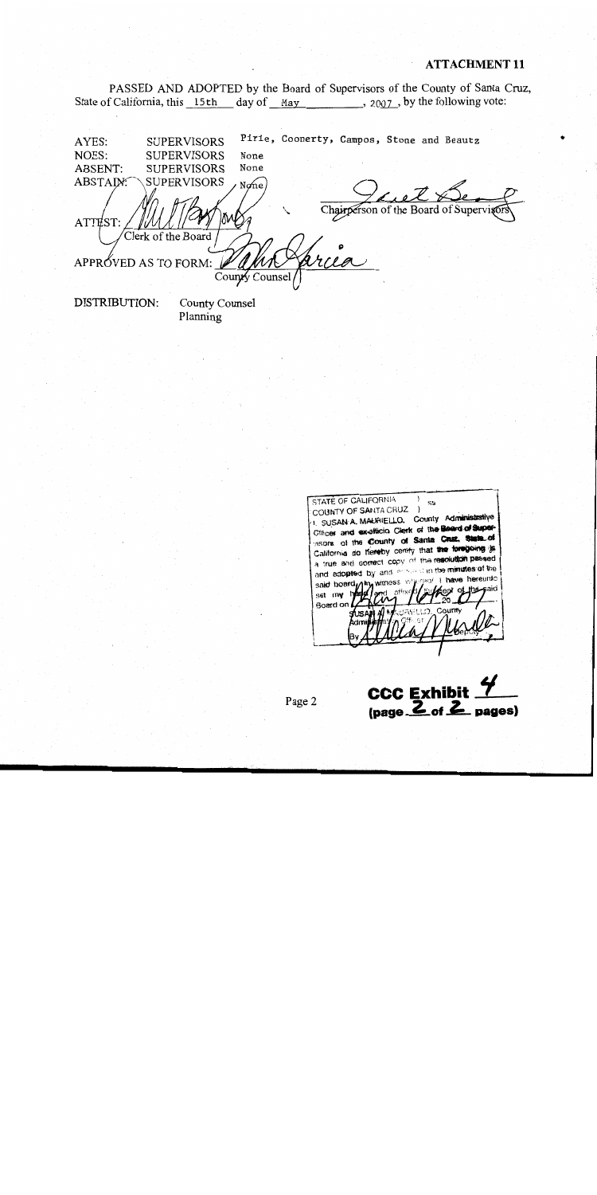**ATTACHMENT 11**

PASSED AND ADOPTED by the Board of Supervisors of the County of Santa Cruz, State of California, this 15th day of May, 2007, by the following vote:

| | | |
|---|---|---|
| AYES: | SUPERVISORS | Pirie, Coonerty, Campos, Stone and Beautz |
| NOES: | SUPERVISORS | None |
| ABSENT: | SUPERVISORS | None |
| ABSTAIN: | SUPERVISORS | None |

Chairperson of the Board of Supervisors

ATTEST: 
Clerk of the Board

APPROVED AS TO FORM: 
County Counsel

DISTRIBUTION: County Counsel
Planning

STATE OF CALIFORNIA ) ss
COUNTY OF SANTA CRUZ )
I, SUSAN A. MAURIELLO, County Administrative Officer and ex-officio Clerk of the Board of Supervisors of the County of Santa Cruz, State of California do hereby certify that the foregoing is a true and correct copy of the resolution passed and adopted by and entered in the minutes of the said board. In witness whereof I have hereunto set my hand and affixed the seal of the said Board on ___ 20___
SUSAN A. MAURIELLO County Administrative Officer
By ___ Deputy

Page 2

CCC Exhibit 4
(page 2 of 2 pages)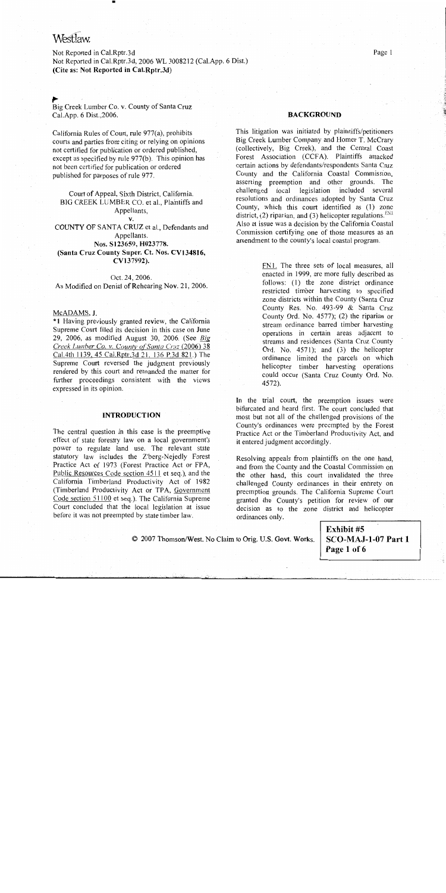Westlaw.

Not Reported in Cal.Rptr.3d
Not Reported in Cal.Rptr.3d, 2006 WL 3008212 (Cal.App. 6 Dist.)
**(Cite as: Not Reported in Cal.Rptr.3d)**

Big Creek Lumber Co. v. County of Santa Cruz
Cal.App. 6 Dist.,2006.

California Rules of Court, rule 977(a), prohibits courts and parties from citing or relying on opinions not certified for publication or ordered published, except as specified by rule 977(b). This opinion has not been certified for publication or ordered published for purposes of rule 977.

Court of Appeal, Sixth District, California.
BIG CREEK LUMBER CO. et al., Plaintiffs and Appellants,
v.
COUNTY OF SANTA CRUZ et al., Defendants and Appellants.
**Nos. S123659, H023778.**
**(Santa Cruz County Super. Ct. Nos. CV134816, CV137992).**

Oct. 24, 2006.
As Modified on Denial of Rehearing Nov. 21, 2006.

McADAMS, J.

*1 Having previously granted review, the California Supreme Court filed its decision in this case on June 29, 2006, as modified August 30, 2006. (See *Big Creek Lumber Co. v. County of Santa Cruz* (2006) 38 Cal.4th 1139, 45 Cal.Rptr.3d 21, 136 P.3d 821.) The Supreme Court reversed the judgment previously rendered by this court and remanded the matter for further proceedings consistent with the views expressed in its opinion.

## INTRODUCTION

The central question in this case is the preemptive effect of state forestry law on a local government's power to regulate land use. The relevant state statutory law includes the Z'berg-Nejedly Forest Practice Act of 1973 (Forest Practice Act or FPA, Public Resources Code section 4511 et seq.), and the California Timberland Productivity Act of 1982 (Timberland Productivity Act or TPA, Government Code section 51100 et seq.). The California Supreme Court concluded that the local legislation at issue before it was not preempted by state timber law.

## BACKGROUND

This litigation was initiated by plaintiffs/petitioners Big Creek Lumber Company and Homer T. McCrary (collectively, Big Creek), and the Central Coast Forest Association (CCFA). Plaintiffs attacked certain actions by defendants/respondents Santa Cruz County and the California Coastal Commission, asserting preemption and other grounds. The challenged local legislation included several resolutions and ordinances adopted by Santa Cruz County, which this court identified as (1) zone district, (2) riparian, and (3) helicopter regulations.[FN1] Also at issue was a decision by the California Coastal Commission certifying one of those measures as an amendment to the county's local coastal program.

> FN1. The three sets of local measures, all enacted in 1999, are more fully described as follows: (1) the zone district ordinance restricted timber harvesting to specified zone districts within the County (Santa Cruz County Res. No. 493-99 & Santa Cruz County Ord. No. 4577); (2) the riparian or stream ordinance barred timber harvesting operations in certain areas adjacent to streams and residences (Santa Cruz County Ord. No. 4571); and (3) the helicopter ordinance limited the parcels on which helicopter timber harvesting operations could occur (Santa Cruz County Ord. No. 4572).

In the trial court, the preemption issues were bifurcated and heard first. The court concluded that most but not all of the challenged provisions of the County's ordinances were preempted by the Forest Practice Act or the Timberland Productivity Act, and it entered judgment accordingly.

Resolving appeals from plaintiffs on the one hand, and from the County and the Coastal Commission on the other hand, this court invalidated the three challenged County ordinances in their entirety on preemption grounds. The California Supreme Court granted the County's petition for review of our decision as to the zone district and helicopter ordinances only.

© 2007 Thomson/West. No Claim to Orig. U.S. Govt. Works.

**Exhibit #5**
**SCO-MAJ-1-07 Part 1**
**Page 1 of 6**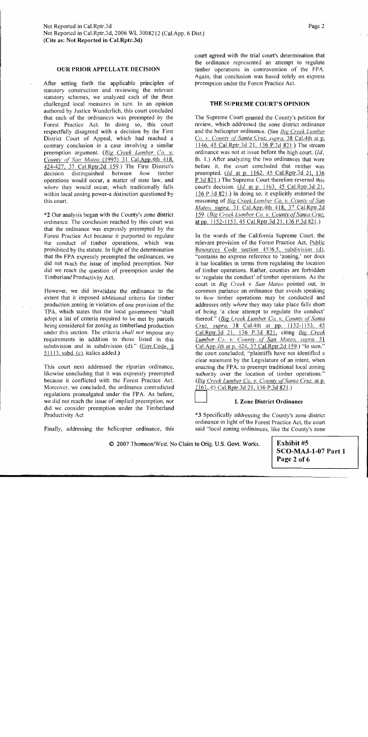## OUR PRIOR APPELLATE DECISION

After setting forth the applicable principles of statutory construction and reviewing the relevant statutory schemes, we analyzed each of the three challenged local measures in turn. In an opinion authored by Justice Wunderlich, this court concluded that each of the ordinances was preempted by the Forest Practice Act. In doing so, this court respectfully disagreed with a decision by the First District Court of Appeal, which had reached a contrary conclusion in a case involving a similar preemption argument. (*Big Creek Lumber Co. v. County of San Mateo* (1995) 31 Cal.App.4th 418, 424-427, 37 Cal.Rptr.2d 159.) The First District's decision distinguished between *how* timber operations would occur, a matter of state law, and *where* they would occur, which traditionally falls within local zoning power-a distinction questioned by this court.

*2 Our analysis began with the County's zone district ordinance. The conclusion reached by this court was that the ordinance was expressly preempted by the Forest Practice Act because it purported to regulate the conduct of timber operations, which was prohibited by the statute. In light of the determination that the FPA expressly preempted the ordinances, we did not reach the issue of implied preemption. Nor did we reach the question of preemption under the Timberland Productivity Act.

However, we did invalidate the ordinance to the extent that it imposed additional criteria for timber production zoning in violation of one provision of the TPA, which states that the local government "shall adopt a list of criteria required to be met by parcels being considered for zoning as timberland production under this section. The criteria *shall not* impose any requirements in addition to those listed in this subdivision and in subdivision (d)." (Gov.Code, § 51113, subd. (c), italics added.)

This court next addressed the riparian ordinance, likewise concluding that it was expressly preempted because it conflicted with the Forest Practice Act. Moreover, we concluded, the ordinance contradicted regulations promulgated under the FPA. As before, we did not reach the issue of implied preemption, nor did we consider preemption under the Timberland Productivity Act

Finally, addressing the helicopter ordinance, this court agreed with the trial court's determination that the ordinance represented an attempt to regulate timber operations in contravention of the FPA. Again, that conclusion was based solely on express preemption under the Forest Practice Act.

## THE SUPREME COURT'S OPINION

The Supreme Court granted the County's petition for review, which addressed the zone district ordinance and the helicopter ordinance. (See *Big Creek Lumber Co. v. County of Santa Cruz, supra,* 38 Cal.4th at p. 1146, 45 Cal.Rptr.3d 21, 136 P.3d 821.) The stream ordinance was not at issue before the high court. (*Id*, fn. 1.) After analyzing the two ordinances that were before it, the court concluded that neither was preempted. (*Id.* at p. 1162, 45 Cal.Rptr.3d 21, 136 P.3d 821.) The Supreme Court therefore reversed this court's decision. (*Id.* at p. 1163, 45 Cal.Rptr.3d 21, 136 P.3d 821.) In doing so, it explicitly endorsed the reasoning of *Big Creek Lumber Co. v. County of San Mateo, supra,* 31 Cal.App.4th 418, 37 Cal.Rptr.2d 159. (*Big Creek Lumber Co. v County of Santa Cruz,* at pp. 1152-1153, 45 Cal.Rptr.3d 21, 136 P.3d 821.)

In the words of the California Supreme Court, the relevant provision of the Forest Practice Act, Public Resources Code section 4516.5, subdivision (d), "contains no express reference to 'zoning,' nor does it bar localities in terms from regulating the location of timber operations. Rather, counties are forbidden to 'regulate the conduct' of timber operations. As the court in *Big Creek v. San Mateo* pointed out, in common parlance an ordinance that avoids speaking to *how* timber operations may be conducted and addresses only *where* they may take place falls short of being 'a clear attempt to regulate the conduct' thereof." (*Big Creek Lumber Co. v. County of Santa Cruz, supra,* 38 Cal.4th at pp. 1152-1153, 45 Cal.Rptr.3d 21, 136 P.3d 821, citing *Big Creek Lumber Co. v. County of San Mateo, supra,* 31 Cal.App.4th at p. 424, 37 Cal.Rptr.2d 159.) "In sum," the court concluded, "plaintiffs have not identified a clear statement by the Legislature of an intent, when enacting the FPA, to preempt traditional local zoning authority over the location of timber operations." (*Big Creek Lumber Co. v. County of Santa Cruz,* at p. 1161, 45 Cal.Rptr.3d 21, 136 P.3d 821.)

### I. Zone District Ordinance

*3 Specifically addressing the County's zone district ordinance in light of the Forest Practice Act, the court said "local zoning ordinances, like the County's zone

**Exhibit #5**
**SCO-MAJ-1-07 Part 1**
**Page 2 of 6**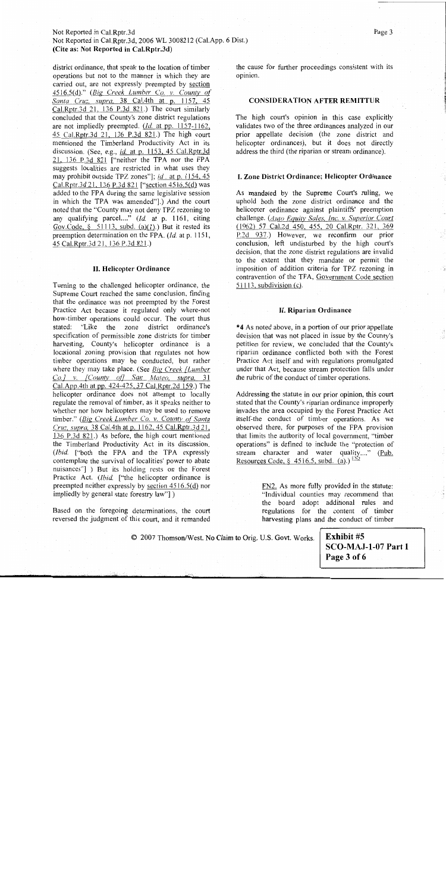district ordinance, that speak to the location of timber operations but not to the manner in which they are carried out, are not expressly preempted by section 4516.5(d)." (*Big Creek Lumber Co. v. County of Santa Cruz, supra*, 38 Cal.4th at p. 1157, 45 Cal.Rptr.3d 21, 136 P.3d 821.) The court similarly concluded that the County's zone district regulations are not impliedly preempted. (*Id.* at pp. 1157-1162, 45 Cal.Rptr.3d 21, 136 P.3d 821.) The high court mentioned the Timberland Productivity Act in its discussion. (See, e.g., *id.* at p. 1153, 45 Cal.Rptr.3d 21, 136 P.3d 821 ["neither the TPA nor the FPA suggests localities are restricted in what uses they may prohibit outside TPZ zones"]; *id.* at p. 1154, 45 Cal.Rptr.3d 21, 136 P.3d 821 ["section 4516.5(d) was added to the FPA during the same legislative session in which the TPA was amended"].) And the court noted that the "County may not deny TPZ rezoning to any qualifying parcel...." (*Id.* at p. 1161, citing Gov.Code, § 51113, subd. (a)(f).) But it rested its preemption determination on the FPA. (*Id.* at p. 1151, 45 Cal.Rptr.3d 21, 136 P.3d 821.)

## II. Helicopter Ordinance

Turning to the challenged helicopter ordinance, the Supreme Court reached the same conclusion, finding that the ordinance was not preempted by the Forest Practice Act because it regulated only where-not how-timber operations could occur. The court thus stated: "Like the zone district ordinance's specification of permissible zone districts for timber harvesting, County's helicopter ordinance is a locational zoning provision that regulates not how timber operations may be conducted, but rather where they may take place. (See *Big Creek [Lumber Co.] v. [County of] San Mateo, supra*, 31 Cal.App.4th at pp. 424-425, 37 Cal.Rptr.2d 159.) The helicopter ordinance does not attempt to locally regulate the removal of timber, as it speaks neither to whether nor how helicopters may be used to remove timber." (*Big Creek Lumber Co. v. County of Santa Cruz, supra*, 38 Cal.4th at p. 1162, 45 Cal.Rptr.3d 21, 136 P.3d 821.) As before, the high court mentioned the Timberland Productivity Act in its discussion. (*Ibid.* ["both the FPA and the TPA expressly contemplate the survival of localities' power to abate nuisances"] ) But its holding rests on the Forest Practice Act. (*Ibid.* ["the helicopter ordinance is preempted neither expressly by section 4516.5(d) nor impliedly by general state forestry law"] )

Based on the foregoing determinations, the court reversed the judgment of this court, and it remanded the cause for further proceedings consistent with its opinion.

## CONSIDERATION AFTER REMITTUR

The high court's opinion in this case explicitly validates two of the three ordinances analyzed in our prior appellate decision (the zone district and helicopter ordinances), but it does not directly address the third (the riparian or stream ordinance).

### I. Zone District Ordinance; Helicopter Ordinance

As mandated by the Supreme Court's ruling, we uphold both the zone district ordinance and the helicopter ordinance against plaintiffs' preemption challenge. (*Auto Equity Sales, Inc. v. Superior Court* (1962) 57 Cal.2d 450, 455, 20 Cal.Rptr. 321, 369 P.2d 937.) However, we reconfirm our prior conclusion, left undisturbed by the high court's decision, that the zone district regulations are invalid to the extent that they mandate or permit the imposition of addition criteria for TPZ rezoning in contravention of the TFA, Government Code section 51113, subdivision (c).

### II. Riparian Ordinance

*4 As noted above, in a portion of our prior appellate decision that was not placed in issue by the County's petition for review, we concluded that the County's riparian ordinance conflicted both with the Forest Practice Act itself and with regulations promulgated under that Act, because stream protection falls under the rubric of the conduct of timber operations.

Addressing the statute in our prior opinion, this court stated that the County's riparian ordinance improperly invades the area occupied by the Forest Practice Act itself-the conduct of timber operations. As we observed there, for purposes of the FPA provision that limits the authority of local government, "timber operations" is defined to include the "protection of stream character and water quality...." (Pub. Resources Code, § 4516.5, subd. (a).) [FN2]

FN2. As more fully provided in the statute: "Individual counties may recommend that the board adopt additional rules and regulations for the content of timber harvesting plans and the conduct of timber

Exhibit #5
SCO-MAJ-1-07 Part 1
Page 3 of 6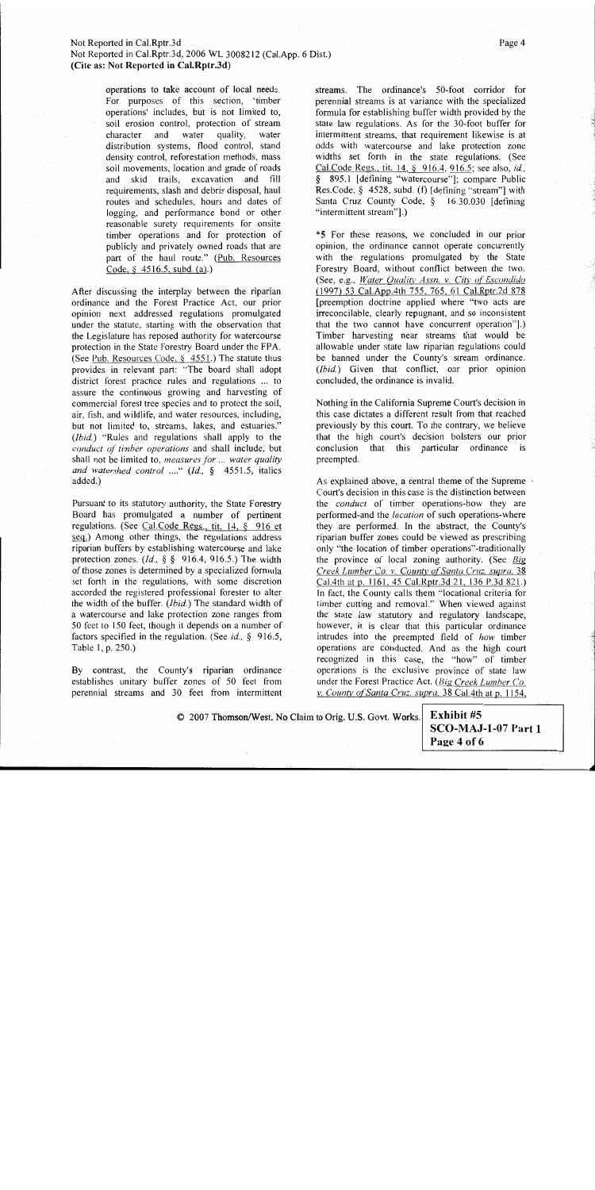operations to take account of local needs. For purposes of this section, 'timber operations' includes, but is not limited to, soil erosion control, protection of stream character and water quality, water distribution systems, flood control, stand density control, reforestation methods, mass soil movements, location and grade of roads and skid trails, excavation and fill requirements, slash and debris disposal, haul routes and schedules, hours and dates of logging, and performance bond or other reasonable surety requirements for onsite timber operations and for protection of publicly and privately owned roads that are part of the haul route." (Pub. Resources Code, § 4516.5, subd. (a).)

After discussing the interplay between the riparian ordinance and the Forest Practice Act, our prior opinion next addressed regulations promulgated under the statute, starting with the observation that the Legislature has reposed authority for watercourse protection in the State Forestry Board under the FPA. (See Pub. Resources Code, § 4551.) The statute thus provides in relevant part: "The board shall adopt district forest practice rules and regulations ... to assure the continuous growing and harvesting of commercial forest tree species and to protect the soil, air, fish, and wildlife, and water resources, including, but not limited to, streams, lakes, and estuaries." (*Ibid.*) "Rules and regulations shall apply to the *conduct of timber operations* and shall include, but shall not be limited to, *measures for ... water quality and watershed control* ...." (*Id.*, § 4551.5, italics added.)

Pursuant to its statutory authority, the State Forestry Board has promulgated a number of pertinent regulations. (See Cal.Code Regs., tit. 14, § 916 et seq.) Among other things, the regulations address riparian buffers by establishing watercourse and lake protection zones. (*Id.*, §§ 916.4, 916.5.) The width of those zones is determined by a specialized formula set forth in the regulations, with some discretion accorded the registered professional forester to alter the width of the buffer. (*Ibid.*) The standard width of a watercourse and lake protection zone ranges from 50 feet to 150 feet, though it depends on a number of factors specified in the regulation. (See *id.*, § 916.5, Table 1, p. 250.)

By contrast, the County's riparian ordinance establishes unitary buffer zones of 50 feet from perennial streams and 30 feet from intermittent streams. The ordinance's 50-foot corridor for perennial streams is at variance with the specialized formula for establishing buffer width provided by the state law regulations. As for the 30-foot buffer for intermittent streams, that requirement likewise is at odds with watercourse and lake protection zone widths set forth in the state regulations. (See Cal.Code Regs., tit. 14, § 916.4, 916.5; see also, *id.*, § 895.1 [defining "watercourse"]; compare Public Res.Code, § 4528, subd. (f) [defining "stream"] with Santa Cruz County Code, § 16.30.030 [defining "intermittent stream"].)

*5 For these reasons, we concluded in our prior opinion, the ordinance cannot operate concurrently with the regulations promulgated by the State Forestry Board, without conflict between the two. (See, e.g., *Water Quality Assn. v. City of Escondido* (1997) 53 Cal.App.4th 755, 765, 61 Cal.Rptr.2d 878 [preemption doctrine applied where "two acts are irreconcilable, clearly repugnant, and so inconsistent that the two cannot have concurrent operation"].) Timber harvesting near streams that would be allowable under state law riparian regulations could be banned under the County's stream ordinance. (*Ibid.*) Given that conflict, our prior opinion concluded, the ordinance is invalid.

Nothing in the California Supreme Court's decision in this case dictates a different result from that reached previously by this court. To the contrary, we believe that the high court's decision bolsters our prior conclusion that this particular ordinance is preempted.

As explained above, a central theme of the Supreme Court's decision in this case is the distinction between the *conduct* of timber operations-how they are performed-and the *location* of such operations-where they are performed. In the abstract, the County's riparian buffer zones could be viewed as prescribing only "the location of timber operations"-traditionally the province of local zoning authority. (See *Big Creek Lumber Co. v. County of Santa Cruz*, *supra*, 38 Cal.4th at p. 1161, 45 Cal.Rptr.3d 21, 136 P.3d 821.) In fact, the County calls them "locational criteria for timber cutting and removal." When viewed against the state law statutory and regulatory landscape, however, it is clear that this particular ordinance intrudes into the preempted field of *how* timber operations are conducted. And as the high court recognized in this case, the "how" of timber operations is the exclusive province of state law under the Forest Practice Act. (*Big Creek Lumber Co. v. County of Santa Cruz*, *supra*, 38 Cal.4th at p. 1154,

**Exhibit #5**
**SCO-MAJ-1-07 Part 1**
**Page 4 of 6**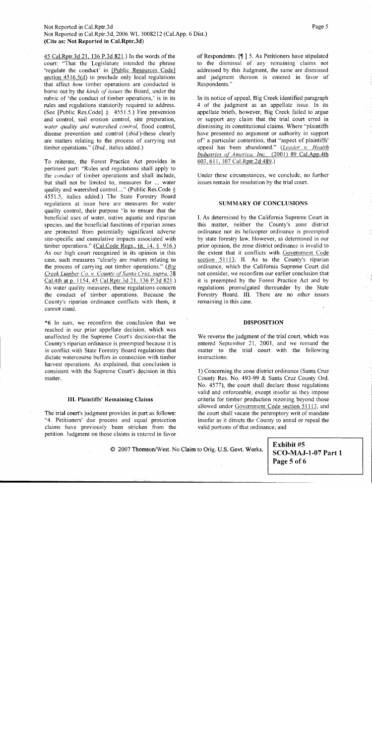45 Cal.Rptr.3d 21, 136 P.3d 821.) In the words of the court: "That the Legislature intended the phrase 'regulate the conduct' in [Public Resources Code] section 4516.5(d) to preclude only local regulations that affect *how* timber operations are conducted is borne out by the *kinds of issues* the Board, under the rubric of 'the conduct of timber operations,' is in its rules and regulations statutorily required to address. (See [Public Res.Code] § 4551.5.) Fire prevention and control, soil erosion control, site preparation, *water quality and watershed control*, flood control, disease prevention and control (*ibid.*)-these clearly are matters relating to the process of carrying out timber operations." (*Ibid.*, italics added.)

To reiterate, the Forest Practice Act provides in pertinent part: "Rules and regulations shall apply to the *conduct* of timber operations and shall include, but shall not be limited to, measures for ... water quality and watershed control...." (Public Res.Code § 4551.5, italics added.) The State Forestry Board regulations at issue here are measures for water quality control; their purpose "is to ensure that the beneficial uses of water, native aquatic and riparian species, and the beneficial functions of riparian zones are protected from potentially significant adverse site-specific and cumulative impacts associated with timber operations." (Cal.Code Regs., tit. 14, § 916.) As our high court recognized in its opinion in this case, such measures "clearly are matters relating to the process of carrying out timber operations." (*Big Creek Lumber Co. v. County of Santa Cruz, supra*, 38 Cal.4th at p. 1154, 45 Cal.Rptr.3d 21, 136 P.3d 821.) As water quality measures, these regulations concern the conduct of timber operations. Because the County's riparian ordinance conflicts with them, it cannot stand.

*6 In sum, we reconfirm the conclusion that we reached in our prior appellate decision, which was unaffected by the Supreme Court's decision-that the County's riparian ordinance is preempted because it is in conflict with State Forestry Board regulations that dictate watercourse buffers in connection with timber harvest operations. As explained, that conclusion is consistent with the Supreme Court's decision in this matter.

### III. Plaintiffs' Remaining Claims

The trial court's judgment provides in part as follows: "4. Petitioners' due process and equal protection claims have previously been stricken from the petition. Judgment on those claims is entered in favor of Respondents. [¶] 5. As Petitioners have stipulated to the dismissal of any remaining claims not addressed by this Judgment, the same are dismissed and judgment thereon is entered in favor of Respondents."

In its notice of appeal, Big Creek identified paragraph 4 of the judgment as an appellate issue. In its appellate briefs, however, Big Creek failed to argue or support any claim that the trial court erred in dismissing its constitutional claims. Where "plaintiffs have presented no argument or authority in support of" a particular contention, that "aspect of plaintiffs' appeal has been abandoned." (*Leader v. Health Industries of America, Inc.* (2001) 89 Cal.App.4th 603, 611, 107 Cal.Rptr.2d 489.)

Under these circumstances, we conclude, no further issues remain for resolution by the trial court.

### SUMMARY OF CONCLUSIONS

I. As determined by the California Supreme Court in this matter, neither the County's zone district ordinance nor its helicopter ordinance is preempted by state forestry law. However, as determined in our prior opinion, the zone district ordinance is invalid to the extent that it conflicts with Government Code section 51113. II. As to the County's riparian ordinance, which the California Supreme Court did not consider, we reconfirm our earlier conclusion that it is preempted by the Forest Practice Act and by regulations promulgated thereunder by the State Forestry Board. III. There are no other issues remaining in this case.

### DISPOSITION

We reverse the judgment of the trial court, which was entered September 21, 2001, and we remand the matter to the trial court with the following instructions:

1) Concerning the zone district ordinance (Santa Cruz County Res. No. 493-99 & Santa Cruz County Ord. No. 4577), the court shall declare those regulations valid and enforceable, except insofar as they impose criteria for timber production rezoning beyond those allowed under Government Code section 51113, and the court shall vacate the peremptory writ of mandate insofar as it directs the County to annul or repeal the valid portions of that ordinance; and

**Exhibit #5**
**SCO-MAJ-1-07 Part 1**
**Page 5 of 6**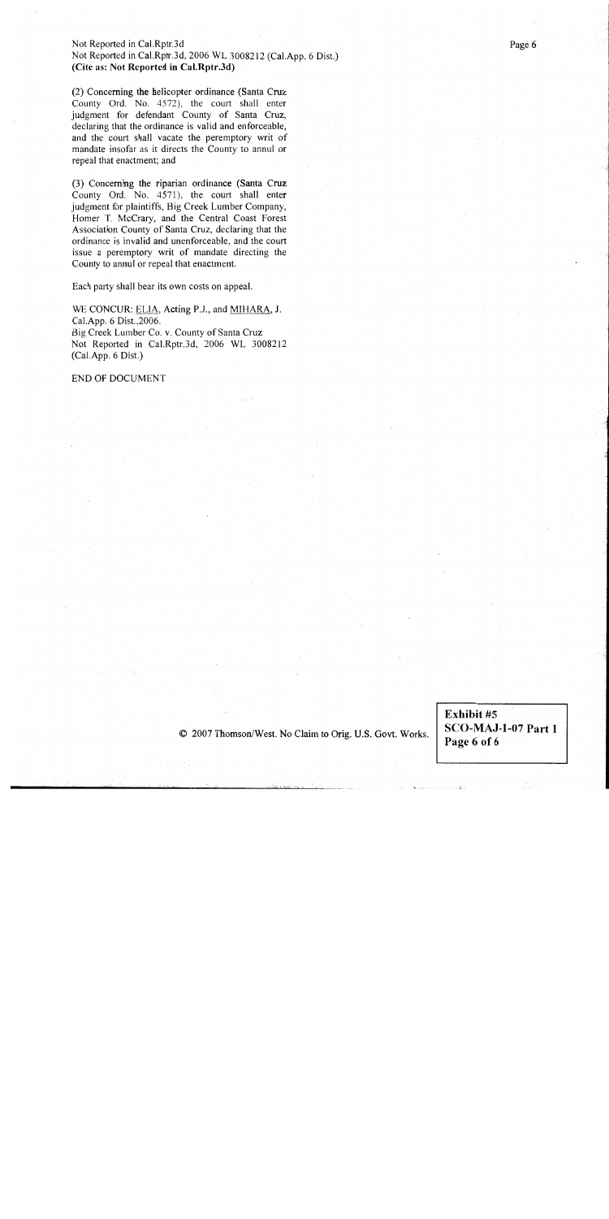(2) Concerning the helicopter ordinance (Santa Cruz County Ord. No. 4572), the court shall enter judgment for defendant County of Santa Cruz, declaring that the ordinance is valid and enforceable, and the court shall vacate the peremptory writ of mandate insofar as it directs the County to annul or repeal that enactment; and

(3) Concerning the riparian ordinance (Santa Cruz County Ord. No. 4571), the court shall enter judgment for plaintiffs, Big Creek Lumber Company, Homer T. McCrary, and the Central Coast Forest Association County of Santa Cruz, declaring that the ordinance is invalid and unenforceable, and the court issue a peremptory writ of mandate directing the County to annul or repeal that enactment.

Each party shall bear its own costs on appeal.

WE CONCUR: ELIA, Acting P.J., and MIHARA, J.
Cal.App. 6 Dist.,2006.
Big Creek Lumber Co. v. County of Santa Cruz
Not Reported in Cal.Rptr.3d, 2006 WL 3008212 (Cal.App. 6 Dist.)

END OF DOCUMENT

© 2007 Thomson/West. No Claim to Orig. U.S. Govt. Works.

**Exhibit #5**
**SCO-MAJ-1-07 Part 1**
**Page 6 of 6**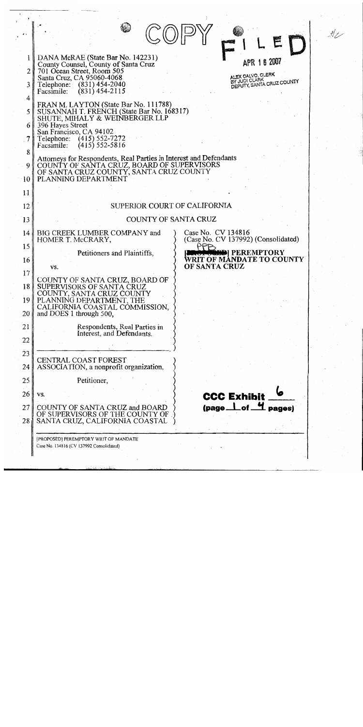COPY

FILED

APR 16 2007

ALEX CALVO, CLERK
BY JUDI CLARK
DEPUTY, SANTA CRUZ COUNTY

DANA McRAE (State Bar No. 142231)
County Counsel, County of Santa Cruz
701 Ocean Street, Room 505
Santa Cruz, CA 95060-4068
Telephone: (831) 454-2040
Facsimile: (831) 454-2115

FRAN M. LAYTON (State Bar No. 111788)
SUSANNAH T. FRENCH (State Bar No. 168317)
SHUTE, MIHALY & WEINBERGER LLP
396 Hayes Street
San Francisco, CA 94102
Telephone: (415) 552-7272
Facsimile: (415) 552-5816

Attorneys for Respondents, Real Parties in Interest and Defendants
COUNTY OF SANTA CRUZ, BOARD OF SUPERVISORS
OF SANTA CRUZ COUNTY, SANTA CRUZ COUNTY
PLANNING DEPARTMENT

SUPERIOR COURT OF CALIFORNIA

COUNTY OF SANTA CRUZ

| | |
|---|---|
| BIG CREEK LUMBER COMPANY and HOMER T. McCRARY,<br><br>Petitioners and Plaintiffs,<br><br>vs.<br><br>COUNTY OF SANTA CRUZ, BOARD OF SUPERVISORS OF SANTA CRUZ COUNTY, SANTA CRUZ COUNTY PLANNING DEPARTMENT, THE CALIFORNIA COASTAL COMMISSION, and DOES 1 through 500,<br><br>Respondents, Real Parties in Interest, and Defendants. | Case No. CV 134816<br>(Case No. CV 137992) (Consolidated)<br><br>~~[PROPOSED]~~ PPP PEREMPTORY WRIT OF MANDATE TO COUNTY OF SANTA CRUZ |
| CENTRAL COAST FOREST ASSOCIATION, a nonprofit organization,<br><br>Petitioner,<br><br>vs.<br><br>COUNTY OF SANTA CRUZ and BOARD OF SUPERVISORS OF THE COUNTY OF SANTA CRUZ, CALIFORNIA COASTAL | CCC Exhibit 6<br>(page 1 of 4 pages) |

[PROPOSED] PEREMPTORY WRIT OF MANDATE
Case No. 134816 (CV 137992 Consolidated)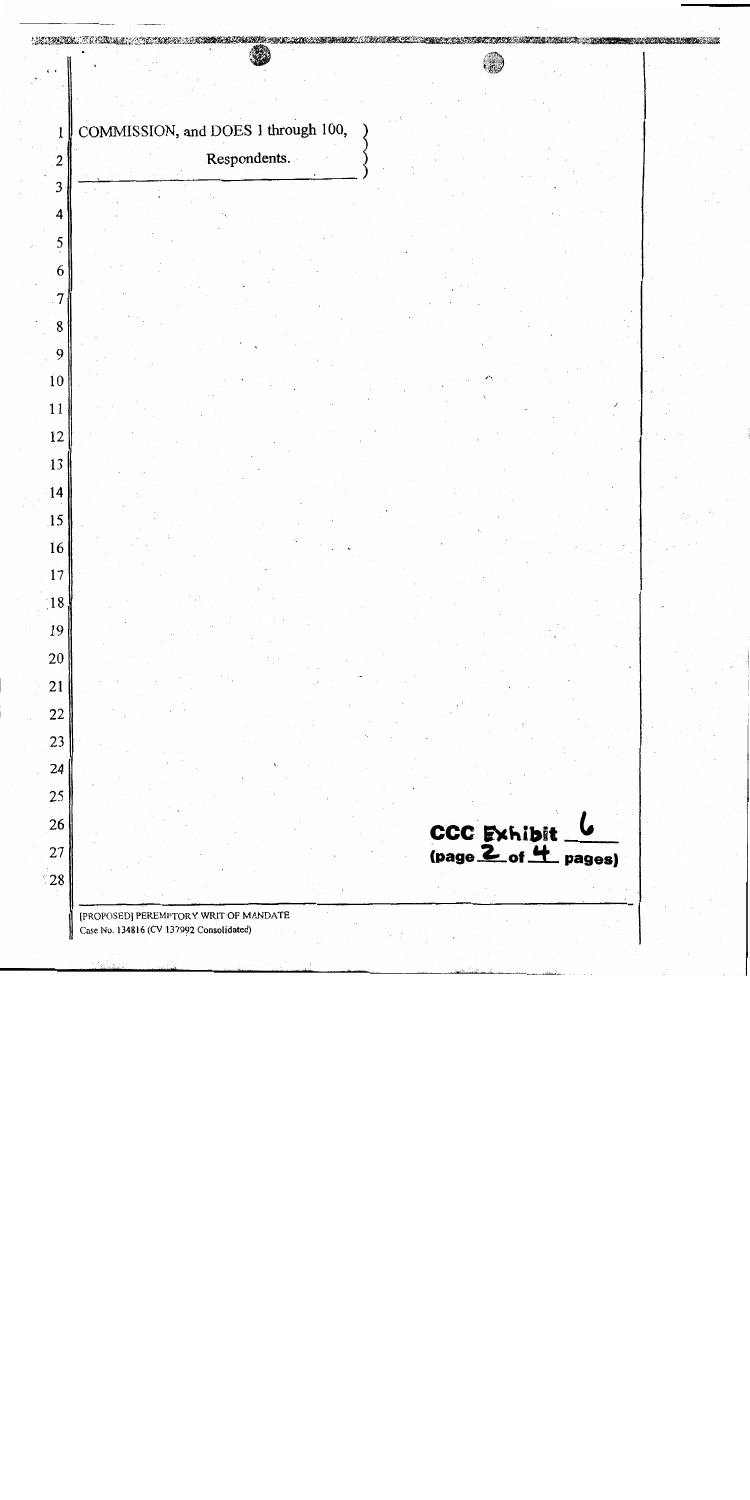COMMISSION, and DOES 1 through 100,

Respondents.

CCC Exhibit 6
(page 2 of 4 pages)

[PROPOSED] PEREMPTORY WRIT OF MANDATE
Case No. 134816 (CV 137992 Consolidated)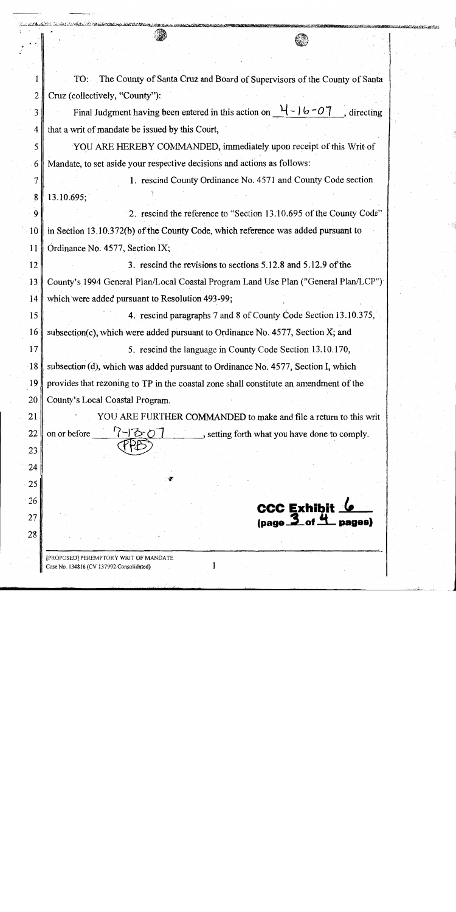TO: The County of Santa Cruz and Board of Supervisors of the County of Santa Cruz (collectively, "County"):

Final Judgment having been entered in this action on 4-16-07, directing that a writ of mandate be issued by this Court,

YOU ARE HEREBY COMMANDED, immediately upon receipt of this Writ of Mandate, to set aside your respective decisions and actions as follows:

1. rescind County Ordinance No. 4571 and County Code section 13.10.695;

2. rescind the reference to "Section 13.10.695 of the County Code" in Section 13.10.372(b) of the County Code, which reference was added pursuant to Ordinance No. 4577, Section IX;

3. rescind the revisions to sections 5.12.8 and 5.12.9 of the County's 1994 General Plan/Local Coastal Program Land Use Plan ("General Plan/LCP") which were added pursuant to Resolution 493-99;

4. rescind paragraphs 7 and 8 of County Code Section 13.10.375, subsection(c), which were added pursuant to Ordinance No. 4577, Section X; and

5. rescind the language in County Code Section 13.10.170, subsection (d), which was added pursuant to Ordinance No. 4577, Section I, which provides that rezoning to TP in the coastal zone shall constitute an amendment of the County's Local Coastal Program.

YOU ARE FURTHER COMMANDED to make and file a return to this writ on or before 7-13-07, setting forth what you have done to comply.

(PPB)

**CCC Exhibit 6**
**(page 3 of 4 pages)**

[PROPOSED] PEREMPTORY WRIT OF MANDATE
Case No. 134816 (CV 137992 Consolidated)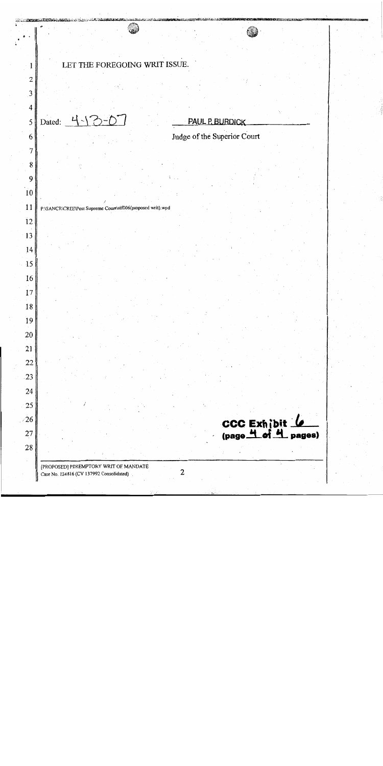LET THE FOREGOING WRIT ISSUE.

Dated: 4-13-07

PAUL R. BURDICK
Judge of the Superior Court

P:\SANCR\CREE\Post Supreme Court\stf006(proposed writ).wpd

CCC Exhibit 6
(page 4 of 4 pages)

[PROPOSED] PEREMPTORY WRIT OF MANDATE
Case No. 134816 (CV 137992 Consolidated)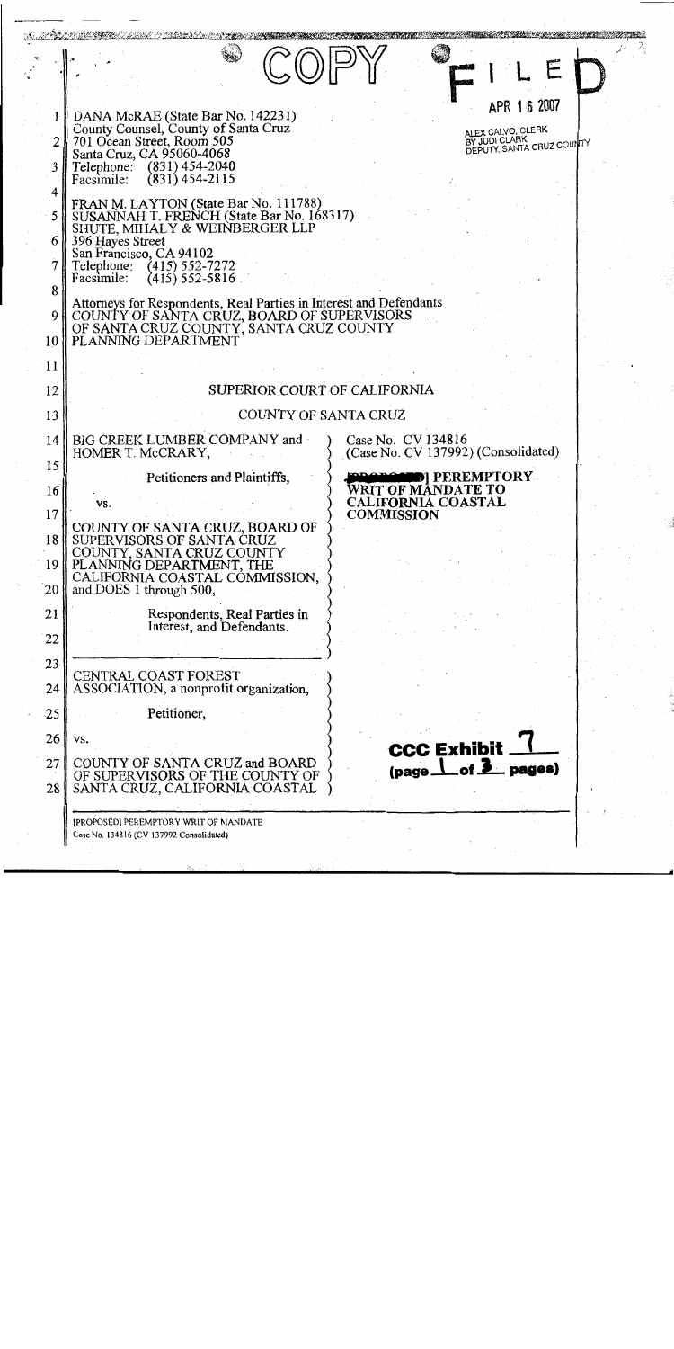COPY

FILED

APR 16 2007

ALEX CALVO, CLERK
BY JUDI CLARK
DEPUTY, SANTA CRUZ COUNTY

DANA McRAE (State Bar No. 142231)
County Counsel, County of Santa Cruz
701 Ocean Street, Room 505
Santa Cruz, CA 95060-4068
Telephone: (831) 454-2040
Facsimile: (831) 454-2115

FRAN M. LAYTON (State Bar No. 111788)
SUSANNAH T. FRENCH (State Bar No. 168317)
SHUTE, MIHALY & WEINBERGER LLP
396 Hayes Street
San Francisco, CA 94102
Telephone: (415) 552-7272
Facsimile: (415) 552-5816

Attorneys for Respondents, Real Parties in Interest and Defendants
COUNTY OF SANTA CRUZ, BOARD OF SUPERVISORS OF SANTA CRUZ COUNTY, SANTA CRUZ COUNTY PLANNING DEPARTMENT

## SUPERIOR COURT OF CALIFORNIA

## COUNTY OF SANTA CRUZ

| | |
|---|---|
| BIG CREEK LUMBER COMPANY and HOMER T. McCRARY,<br><br>Petitioners and Plaintiffs,<br><br>vs.<br><br>COUNTY OF SANTA CRUZ, BOARD OF SUPERVISORS OF SANTA CRUZ COUNTY, SANTA CRUZ COUNTY PLANNING DEPARTMENT, THE CALIFORNIA COASTAL COMMISSION, and DOES 1 through 500,<br><br>Respondents, Real Parties in Interest, and Defendants. | Case No. CV 134816<br>(Case No. CV 137992) (Consolidated)<br><br>~~[PROPOSED]~~ PEREMPTORY WRIT OF MANDATE TO CALIFORNIA COASTAL COMMISSION |
| CENTRAL COAST FOREST ASSOCIATION, a nonprofit organization,<br><br>Petitioner,<br><br>vs.<br><br>COUNTY OF SANTA CRUZ and BOARD OF SUPERVISORS OF THE COUNTY OF SANTA CRUZ, CALIFORNIA COASTAL | |

CCC Exhibit 7
(page 1 of 3 pages)

[PROPOSED] PEREMPTORY WRIT OF MANDATE
Case No. 134816 (CV 137992 Consolidated)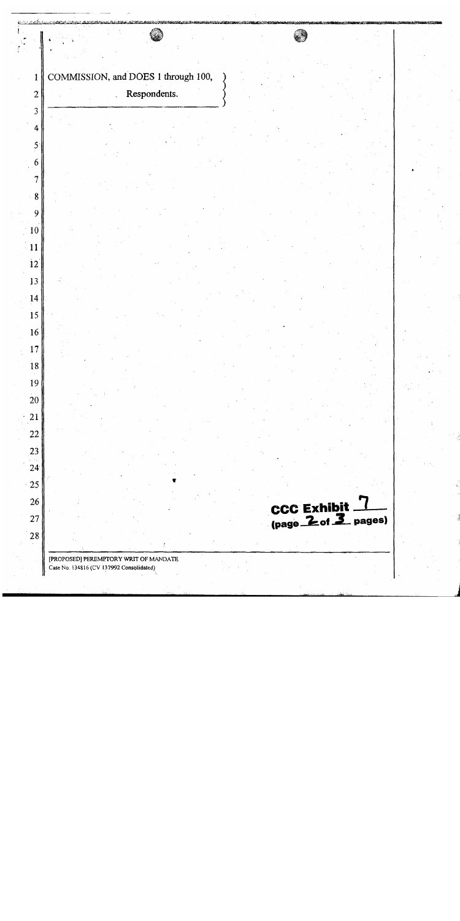COMMISSION, and DOES 1 through 100,

Respondents.

CCC Exhibit 7
(page 2 of 3 pages)

[PROPOSED] PEREMPTORY WRIT OF MANDATE
Case No. 134816 (CV 137992 Consolidated)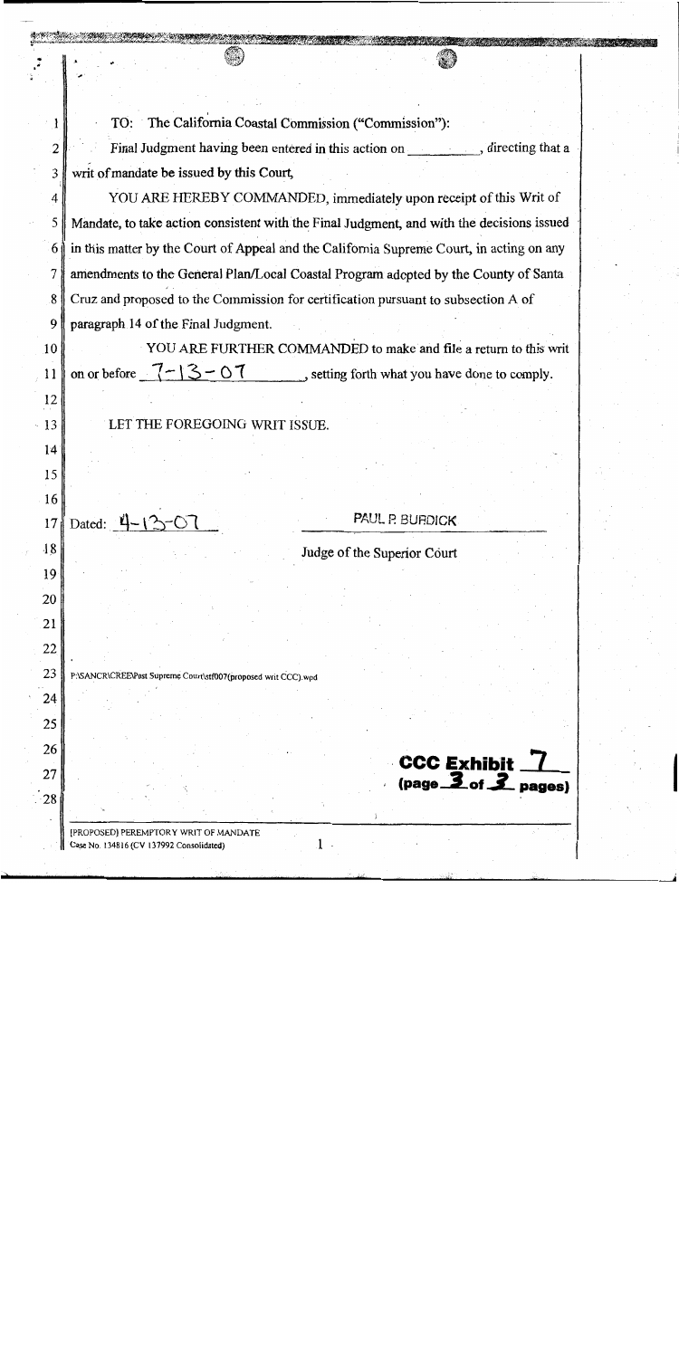TO: The California Coastal Commission ("Commission"):

Final Judgment having been entered in this action on __________, directing that a writ of mandate be issued by this Court,

YOU ARE HEREBY COMMANDED, immediately upon receipt of this Writ of Mandate, to take action consistent with the Final Judgment, and with the decisions issued in this matter by the Court of Appeal and the California Supreme Court, in acting on any amendments to the General Plan/Local Coastal Program adopted by the County of Santa Cruz and proposed to the Commission for certification pursuant to subsection A of paragraph 14 of the Final Judgment.

YOU ARE FURTHER COMMANDED to make and file a return to this writ on or before 7-13-07, setting forth what you have done to comply.

LET THE FOREGOING WRIT ISSUE.

Dated: 4-13-07

PAUL P. BURDICK

Judge of the Superior Court

P:\SANCR\CREE\Post Supreme Court\stf007(proposed writ CCC).wpd

**CCC Exhibit 7**
**(page 3 of 3 pages)**

[PROPOSED] PEREMPTORY WRIT OF MANDATE
Case No. 134816 (CV 137992 Consolidated)